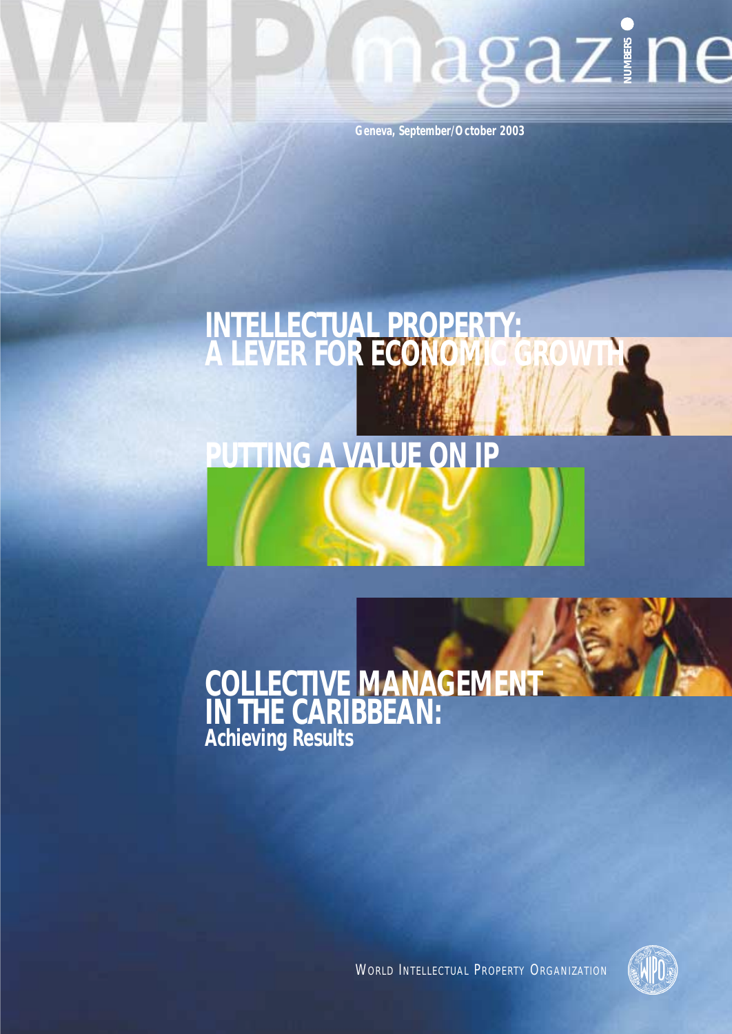# WIPO magazine

NUMBER 5

Geneva, September/October 2003

## INTELLECTUAL PROPERTY: A LEVER FOR ECONOMIC GROWTH

## PUTTING A VALUE ON IP

## COLLECTIVE MANAGEMENT IN THE CARIBBEAN:
### Achieving Results

WORLD INTELLECTUAL PROPERTY ORGANIZATION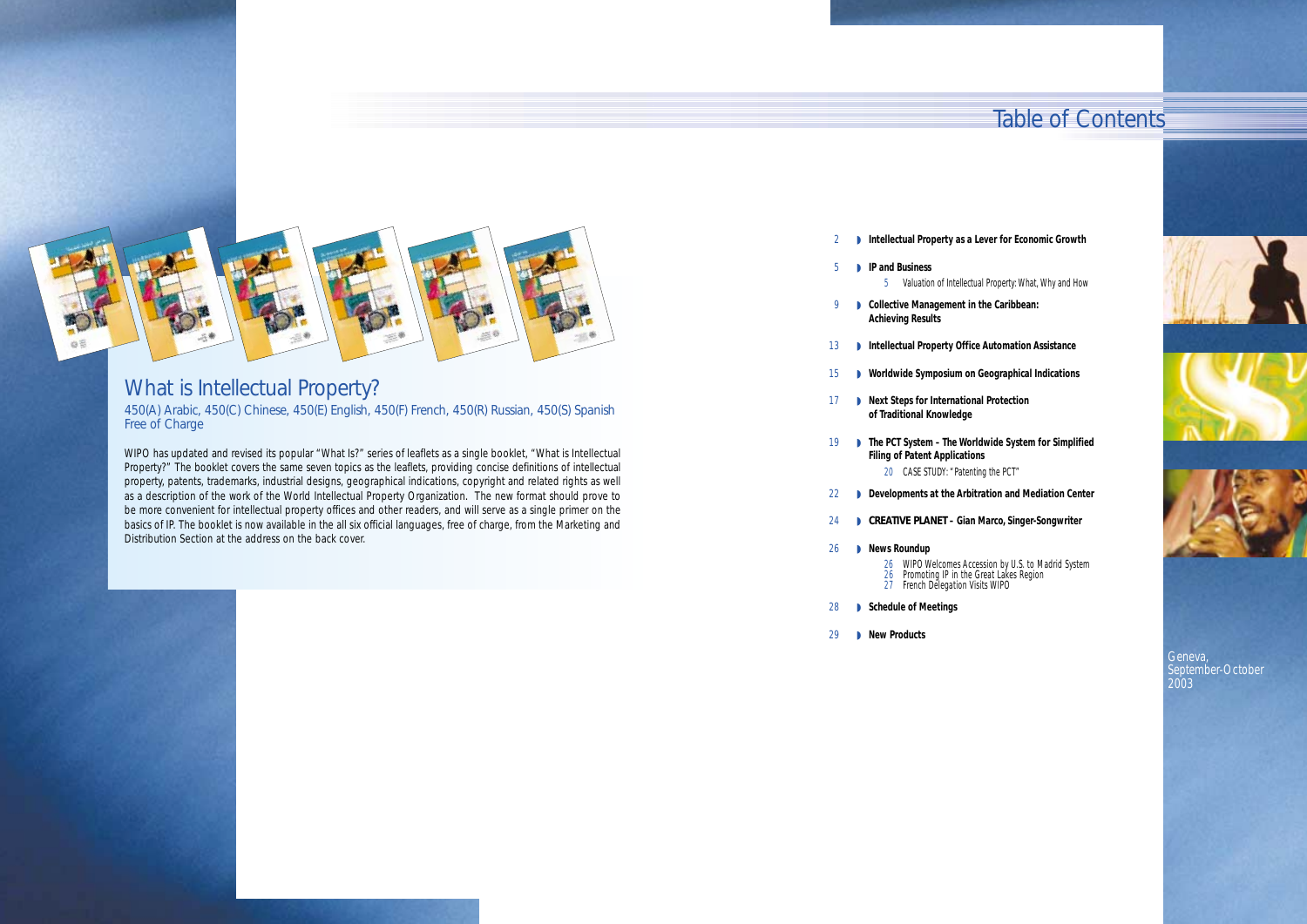## What is Intellectual Property?

450(A) Arabic, 450(C) Chinese, 450(E) English, 450(F) French, 450(R) Russian, 450(S) Spanish
Free of Charge

WIPO has updated and revised its popular "What Is?" series of leaflets as a single booklet, "What is Intellectual Property?" The booklet covers the same seven topics as the leaflets, providing concise definitions of intellectual property, patents, trademarks, industrial designs, geographical indications, copyright and related rights as well as a description of the work of the World Intellectual Property Organization. The new format should prove to be more convenient for intellectual property offices and other readers, and will serve as a single primer on the basics of IP. The booklet is now available in the all six official languages, free of charge, from the Marketing and Distribution Section at the address on the back cover.

# Table of Contents

- 2 **Intellectual Property as a Lever for Economic Growth**
- 5 **IP and Business**
  - 5 Valuation of Intellectual Property: What, Why and How
- 9 **Collective Management in the Caribbean: Achieving Results**
- 13 **Intellectual Property Office Automation Assistance**
- 15 **Worldwide Symposium on Geographical Indications**
- 17 **Next Steps for International Protection of Traditional Knowledge**
- 19 **The PCT System – The Worldwide System for Simplified Filing of Patent Applications**
  - 20 CASE STUDY: "Patenting the PCT"
- 22 **Developments at the Arbitration and Mediation Center**
- 24 **CREATIVE PLANET – Gian Marco, Singer-Songwriter**
- 26 **News Roundup**
  - 26 WIPO Welcomes Accession by U.S. to Madrid System
  - 26 Promoting IP in the Great Lakes Region
  - 27 French Delegation Visits WIPO
- 28 **Schedule of Meetings**
- 29 **New Products**

Geneva,
September-October
2003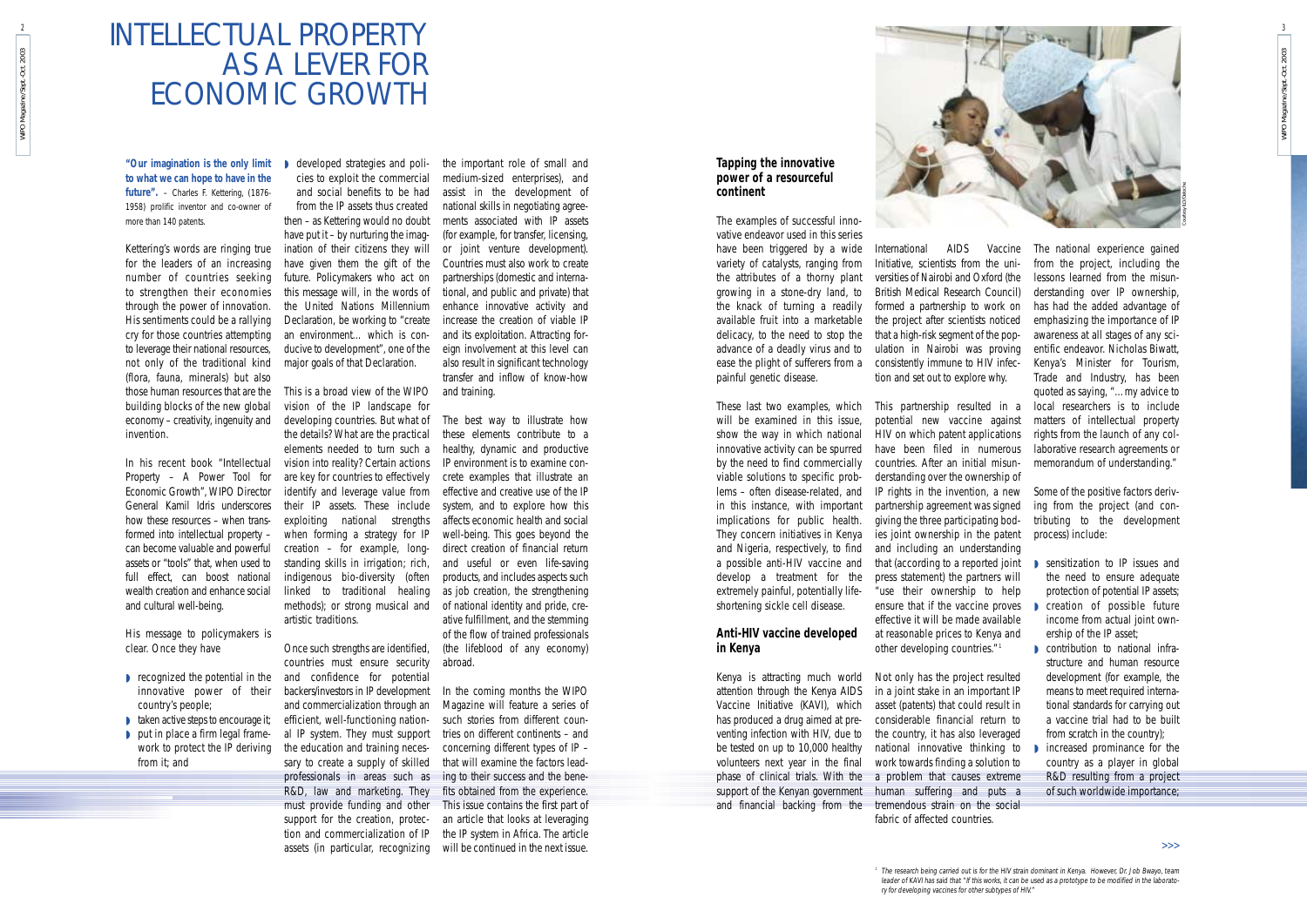# INTELLECTUAL PROPERTY AS A LEVER FOR ECONOMIC GROWTH

**"Our imagination is the only limit to what we can hope to have in the future".** – Charles F. Kettering, (1876-1958) prolific inventor and co-owner of more than 140 patents.

Kettering's words are ringing true for the leaders of an increasing number of countries seeking to strengthen their economies through the power of innovation. His sentiments could be a rallying cry for those countries attempting to leverage their national resources, not only of the traditional kind (flora, fauna, minerals) but also those human resources that are the building blocks of the new global economy – creativity, ingenuity and invention.

In his recent book "Intellectual Property – A Power Tool for Economic Growth", WIPO Director General Kamil Idris underscores how these resources – when transformed into intellectual property – can become valuable and powerful assets or "tools" that, when used to full effect, can boost national wealth creation and enhance social and cultural well-being.

His message to policymakers is clear. Once they have

- recognized the potential in the innovative power of their country's people;
- taken active steps to encourage it;
- put in place a firm legal framework to protect the IP deriving from it; and
- developed strategies and policies to exploit the commercial and social benefits to be had from the IP assets thus created

then – as Kettering would no doubt have put it – by nurturing the imagination of their citizens they will have given them the gift of the future. Policymakers who act on this message will, in the words of the United Nations Millennium Declaration, be working to "create an environment... which is conducive to development", one of the major goals of that Declaration.

This is a broad view of the WIPO vision of the IP landscape for developing countries. But what of the details? What are the practical elements needed to turn such a vision into reality? Certain actions are key for countries to effectively identify and leverage value from their IP assets. These include exploiting national strengths when forming a strategy for IP creation – for example, long-standing skills in irrigation; rich, indigenous bio-diversity (often linked to traditional healing methods); or strong musical and artistic traditions.

Once such strengths are identified, countries must ensure security and confidence for potential backers/investors in IP development and commercialization through an efficient, well-functioning national IP system. They must support the education and training necessary to create a supply of skilled professionals in areas such as R&D, law and marketing. They must provide funding and other support for the creation, protection and commercialization of IP assets (in particular, recognizing the important role of small and medium-sized enterprises), and assist in the development of national skills in negotiating agreements associated with IP assets (for example, for transfer, licensing, or joint venture development). Countries must also work to create partnerships (domestic and international, and public and private) that enhance innovative activity and increase the creation of viable IP and its exploitation. Attracting foreign involvement at this level can also result in significant technology transfer and inflow of know-how and training.

The best way to illustrate how these elements contribute to a healthy, dynamic and productive IP environment is to examine concrete examples that illustrate an effective and creative use of the IP system, and to explore how this affects economic health and social well-being. This goes beyond the direct creation of financial return and useful or even life-saving products, and includes aspects such as job creation, the strengthening of national identity and pride, creative fulfillment, and the stemming of the flow of trained professionals (the lifeblood of any economy) abroad.

In the coming months the WIPO Magazine will feature a series of such stories from different countries on different continents – and concerning different types of IP – that will examine the factors leading to their success and the benefits obtained from the experience. This issue contains the first part of an article that looks at leveraging the IP system in Africa. The article will be continued in the next issue.

### Tapping the innovative power of a resourceful continent

The examples of successful innovative endeavor used in this series have been triggered by a wide variety of catalysts, ranging from the attributes of a thorny plant growing in a stone-dry land, to the knack of turning a readily available fruit into a marketable delicacy, to the need to stop the advance of a deadly virus and to ease the plight of sufferers from a painful genetic disease.

These last two examples, which will be examined in this issue, show the way in which national innovative activity can be spurred by the need to find commercially viable solutions to specific problems – often disease-related, and in this instance, with important implications for public health. They concern initiatives in Kenya and Nigeria, respectively, to find a possible anti-HIV vaccine and develop a treatment for the extremely painful, potentially life-shortening sickle cell disease.

### Anti-HIV vaccine developed in Kenya

Kenya is attracting much world attention through the Kenya AIDS Vaccine Initiative (KAVI), which has produced a drug aimed at preventing infection with HIV, due to be tested on up to 10,000 healthy volunteers next year in the final phase of clinical trials. With the support of the Kenyan government and financial backing from the International AIDS Vaccine Initiative, scientists from the universities of Nairobi and Oxford (the British Medical Research Council) formed a partnership to work on the project after scientists noticed that a high-risk segment of the population in Nairobi was proving consistently immune to HIV infection and set out to explore why.

This partnership resulted in a potential new vaccine against HIV on which patent applications have been filed in numerous countries. After an initial misunderstanding over the ownership of IP rights in the invention, a new partnership agreement was signed giving the three participating bodies joint ownership in the patent and including an understanding that (according to a reported joint press statement) the partners will "use their ownership to help ensure that if the vaccine proves effective it will be made available at reasonable prices to Kenya and other developing countries."[1]

Not only has the project resulted in a joint stake in an important IP asset (patents) that could result in considerable financial return to the country, it has also leveraged national innovative thinking to work towards finding a solution to a problem that causes extreme human suffering and puts a tremendous strain on the social fabric of affected countries.

The national experience gained from the project, including the lessons learned from the misunderstanding over IP ownership, has had the added advantage of emphasizing the importance of IP awareness at all stages of any scientific endeavor. Nicholas Biwatt, Kenya's Minister for Tourism, Trade and Industry, has been quoted as saying, "...my advice to local researchers is to include matters of intellectual property rights from the launch of any collaborative research agreements or memorandum of understanding."

Some of the positive factors deriving from the project (and contributing to the development process) include:

- sensitization to IP issues and the need to ensure adequate protection of potential IP assets;
- creation of possible future income from actual joint ownership of the IP asset;
- contribution to national infrastructure and human resource development (for example, the means to meet required international standards for carrying out a vaccine trial had to be built from scratch in the country);
- increased prominance for the country as a player in global R&D resulting from a project of such worldwide importance;

[1] *The research being carried out is for the HIV strain dominant in Kenya. However, Dr. Job Bwayo, team leader of KAVI has said that "If this works, it can be used as a prototype to be modified in the laboratory for developing vaccines for other subtypes of HIV."*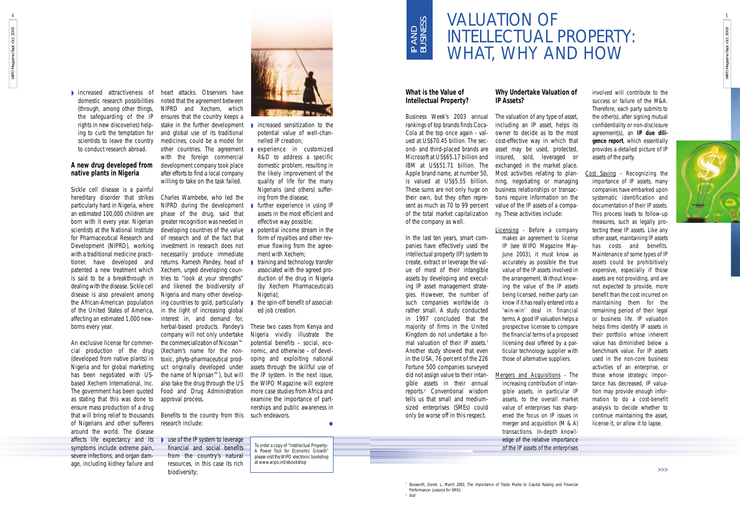- increased attractiveness of domestic research possibilities (through, among other things, the safeguarding of the IP rights in new discoveries) helping to curb the temptation for scientists to leave the country to conduct research abroad.

### A new drug developed from native plants in Nigeria

Sickle cell disease is a painful hereditary disorder that strikes particularly hard in Nigeria, where an estimated 100,000 children are born with it every year. Nigerian scientists at the National Institute for Pharmaceutical Research and Development (NIPRD), working with a traditional medicine practitioner, have developed and patented a new treatment which is said to be a breakthrough in dealing with the disease. Sickle cell disease is also prevalent among the African-American population of the United States of America, affecting an estimated 1,000 newborns every year.

An exclusive license for commercial production of the drug (developed from native plants) in Nigeria and for global marketing has been negotiated with US-based Xechem International, Inc. The government has been quoted as stating that this was done to ensure mass production of a drug that will bring relief to thousands of Nigerians and other sufferers around the world. The disease affects life expectancy and its symptoms include extreme pain, severe infections, and organ damage, including kidney failure and heart attacks. Observers have noted that the agreement between NIPRD and Xechem, which ensures that the country keeps a stake in the further development and global use of its traditional medicines, could be a model for other countries. The agreement with the foreign commercial development company took place after efforts to find a local company willing to take on the task failed.

Charles Wambebe, who led the NIPRD during the development phase of the drug, said that greater recognition was needed in developing countries of the value of research and of the fact that investment in research does not necessarily produce immediate returns. Ramesh Pandey, head of Xechem, urged developing countries to "look at your strengths" and likened the biodiversity of Nigeria and many other developing countries to gold, particularly in the light of increasing global interest in, and demand for, herbal-based products. Pandey's company will not only undertake the commercialization of Nicosan™ (Xecham's name for the non-toxic, phyto-pharmaceutical product originally developed under the name of Niprisan™), but will also take the drug through the US Food and Drug Administration approval process.

Benefits to the country from this research include:

- use of the IP system to leverage financial and social benefits from the country's natural resources, in this case its rich biodiversity;
- increased sensitization to the potential value of well-channelled IP creation;
- experience in customized R&D to address a specific domestic problem, resulting in the likely improvement of the quality of life for the many Nigerians (and others) suffering from the disease;
- further experience in using IP assets in the most efficient and effective way possible;
- potential income stream in the form of royalties and other revenue flowing from the agreement with Xechem;
- training and technology transfer associated with the agreed production of the drug in Nigeria (by Xechem Pharmaceuticals Nigeria);
- the spin-off benefit of associated job creation.

These two cases from Kenya and Nigeria vividly illustrate the potential benefits – social, economic, and otherwise – of developing and exploiting national assets through the skillful use of the IP system. In the next issue, the WIPO Magazine will explore more case studies from Africa and examine the importance of partnerships and public awareness in such endeavors.

To order a copy of "Intellectual Property– A Power Tool for Economic Growth" please visit the WIPO electronic bookshop at www.wipo.int/ebookshop

# VALUATION OF INTELLECTUAL PROPERTY: WHAT, WHY AND HOW

IP AND BUSINESS

### What is the Value of Intellectual Property?

Business Week's 2003 annual rankings of top brands finds Coca-Cola at the top once again - valued at US$70.45 billion. The second- and third-placed brands are Microsoft at US$65.17 billion and IBM at US$51.71 billion. The Apple brand name, at number 50, is valued at US$5.55 billion. These sums are not only huge on their own, but they often represent as much as 70 to 99 percent of the total market capitalization of the company as well.

In the last ten years, smart companies have effectively used the intellectual property (IP) system to create, extract or leverage the value of most of their intangible assets by developing and executing IP asset management strategies. However, the number of such companies worldwide is rather small. A study conducted in 1997 concluded that the majority of firms in the United Kingdom do not undertake a formal valuation of their IP assets.[2] Another study showed that even in the USA, 76 percent of the 226 Fortune 500 companies surveyed did not assign value to their intangible assets in their annual reports.[3] Conventional wisdom tells us that small and medium-sized enterprises (SMEs) could only be worse off in this respect.

### Why Undertake Valuation of IP Assets?

The valuation of any type of asset, including an IP asset, helps its owner to decide as to the most cost-effective way in which that asset may be used, protected, insured, sold, leveraged or exchanged in the market place. Most activities relating to planning, negotiating or managing business relationships or transactions require information on the value of the IP assets of a company. These activities include:

- Licensing - Before a company makes an agreement to license IP (see WIPO Magazine May-June 2003), it must know as accurately as possible the true value of the IP assets involved in the arrangement. Without knowing the value of the IP assets being licensed, neither party can know if it has really entered into a 'win-win' deal in financial terms. A good IP valuation helps a prospective licensee to compare the financial terms of a proposed licensing deal offered by a particular technology supplier with those of alternative suppliers.

- Mergers and Acquisitions - The increasing contribution of intangible assets, in particular IP assets, to the overall market value of enterprises has sharpened the focus on IP issues in merger and acquisition (M & A) transactions. In-depth knowledge of the relative importance of the IP assets of the enterprises involved will contribute to the success or failure of the M&A. Therefore, each party submits to the other(s), after signing mutual confidentiality or non-disclosure agreement(s), an **IP due diligence report**, which essentially provides a detailed picture of IP assets of the party.

- Cost Saving - Recognizing the importance of IP assets, many companies have embarked upon systematic identification and documentation of their IP assets. This process leads to follow-up measures, such as legally protecting these IP assets. Like any other asset, maintaining IP assets has costs and benefits. Maintenance of some types of IP assets could be prohibitively expensive, especially if those assets are not providing, and are not expected to provide, more benefit than the cost incurred on maintaining them for the remaining period of their legal or business life. IP valuation helps firms identify IP assets in their portfolio whose inherent value has diminished below a benchmark value. For IP assets used in the non-core business activities of an enterprise, or those whose strategic importance has decreased, IP valuation may provide enough information to do a cost-benefit analysis to decide whether to continue maintaining the asset, license it, or allow it to lapse.

>>>

[2] Bosworth, Derek. L, March 2003, *The Importance of Trade Marks to Capital Raising and Financial Performance- Lessons for SMEs*
[3] *ibid*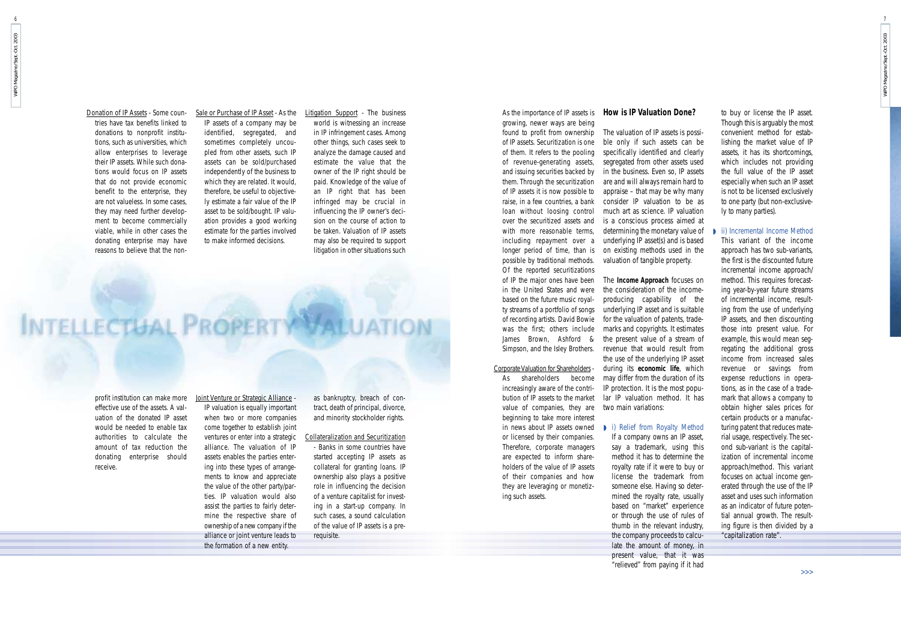**Donation of IP Assets** - Some countries have tax benefits linked to donations to nonprofit institutions, such as universities, which allow enterprises to leverage their IP assets. While such donations would focus on IP assets that do not provide economic benefit to the enterprise, they are not valueless. In some cases, they may need further development to become commercially viable, while in other cases the donating enterprise may have reasons to believe that the non-profit institution can make more effective use of the assets. A valuation of the donated IP asset would be needed to enable tax authorities to calculate the amount of tax reduction the donating enterprise should receive.

**Sale or Purchase of IP Asset** - As the IP assets of a company may be identified, segregated, and sometimes completely uncoupled from other assets, such IP assets can be sold/purchased independently of the business to which they are related. It would, therefore, be useful to objectively estimate a fair value of the IP asset to be sold/bought. IP valuation provides a good working estimate for the parties involved to make informed decisions.

**Joint Venture or Strategic Alliance** - IP valuation is equally important when two or more companies come together to establish joint ventures or enter into a strategic alliance. The valuation of IP assets enables the parties entering into these types of arrangements to know and appreciate the value of the other party/parties. IP valuation would also assist the parties to fairly determine the respective share of ownership of a new company if the alliance or joint venture leads to the formation of a new entity.

**Litigation Support** - The business world is witnessing an increase in IP infringement cases. Among other things, such cases seek to analyze the damage caused and estimate the value that the owner of the IP right should be paid. Knowledge of the value of an IP right that has been infringed may be crucial in influencing the IP owner's decision on the course of action to be taken. Valuation of IP assets may also be required to support litigation in other situations such as bankruptcy, breach of contract, death of principal, divorce, and minority stockholder rights.

**Collateralization and Securitization** - Banks in some countries have started accepting IP assets as collateral for granting loans. IP ownership also plays a positive role in influencing the decision of a venture capitalist for investing in a start-up company. In such cases, a sound calculation of the value of IP assets is a prerequisite.

# INTELLECTUAL PROPERTY VALUATION

As the importance of IP assets is growing, newer ways are being found to profit from ownership of IP assets. Securitization is one of them. It refers to the pooling of revenue-generating assets, and issuing securities backed by them. Through the securitization of IP assets it is now possible to raise, in a few countries, a bank loan without loosing control over the securitized assets and with more reasonable terms, including repayment over a longer period of time, than is possible by traditional methods. Of the reported securitizations of IP the major ones have been in the United States and were based on the future music royalty streams of a portfolio of songs of recording artists. David Bowie was the first; others include James Brown, Ashford & Simpson, and the Isley Brothers.

**Corporate Valuation for Shareholders** - As shareholders become increasingly aware of the contribution of IP assets to the market value of companies, they are beginning to take more interest in news about IP assets owned or licensed by their companies. Therefore, corporate managers are expected to inform shareholders of the value of IP assets of their companies and how they are leveraging or monetizing such assets.

## How is IP Valuation Done?

The valuation of IP assets is possible only if such assets can be specifically identified and clearly segregated from other assets used in the business. Even so, IP assets are and will always remain hard to appraise – that may be why many consider IP valuation to be as much art as science. IP valuation is a conscious process aimed at determining the monetary value of underlying IP asset(s) and is based on existing methods used in the valuation of tangible property.

The **Income Approach** focuses on the consideration of the income-producing capability of the underlying IP asset and is suitable for the valuation of patents, trademarks and copyrights. It estimates the present value of a stream of revenue that would result from the use of the underlying IP asset during its **economic life**, which may differ from the duration of its IP protection. It is the most popular IP valuation method. It has two main variations:

- **i) Relief from Royalty Method**
  If a company owns an IP asset, say a trademark, using this method it has to determine the royalty rate if it were to buy or license the trademark from someone else. Having so determined the royalty rate, usually based on "market" experience or through the use of rules of thumb in the relevant industry, the company proceeds to calculate the amount of money, in present value, that it was "relieved" from paying if it had to buy or license the IP asset. Though this is arguably the most convenient method for establishing the market value of IP assets, it has its shortcomings, which includes not providing the full value of the IP asset especially when such an IP asset is not to be licensed exclusively to one party (but non-exclusively to many parties).

- **ii) Incremental Income Method**
  This variant of the income approach has two sub-variants, the first is the discounted future incremental income approach/method. This requires forecasting year-by-year future streams of incremental income, resulting from the use of underlying IP assets, and then discounting those into present value. For example, this would mean segregating the additional gross income from increased sales revenue or savings from expense reductions in operations, as in the case of a trademark that allows a company to obtain higher sales prices for certain products or a manufacturing patent that reduces material usage, respectively. The second sub-variant is the capitalization of incremental income approach/method. This variant focuses on actual income generated through the use of the IP asset and uses such information as an indicator of future potential annual growth. The resulting figure is then divided by a "capitalization rate".

>>>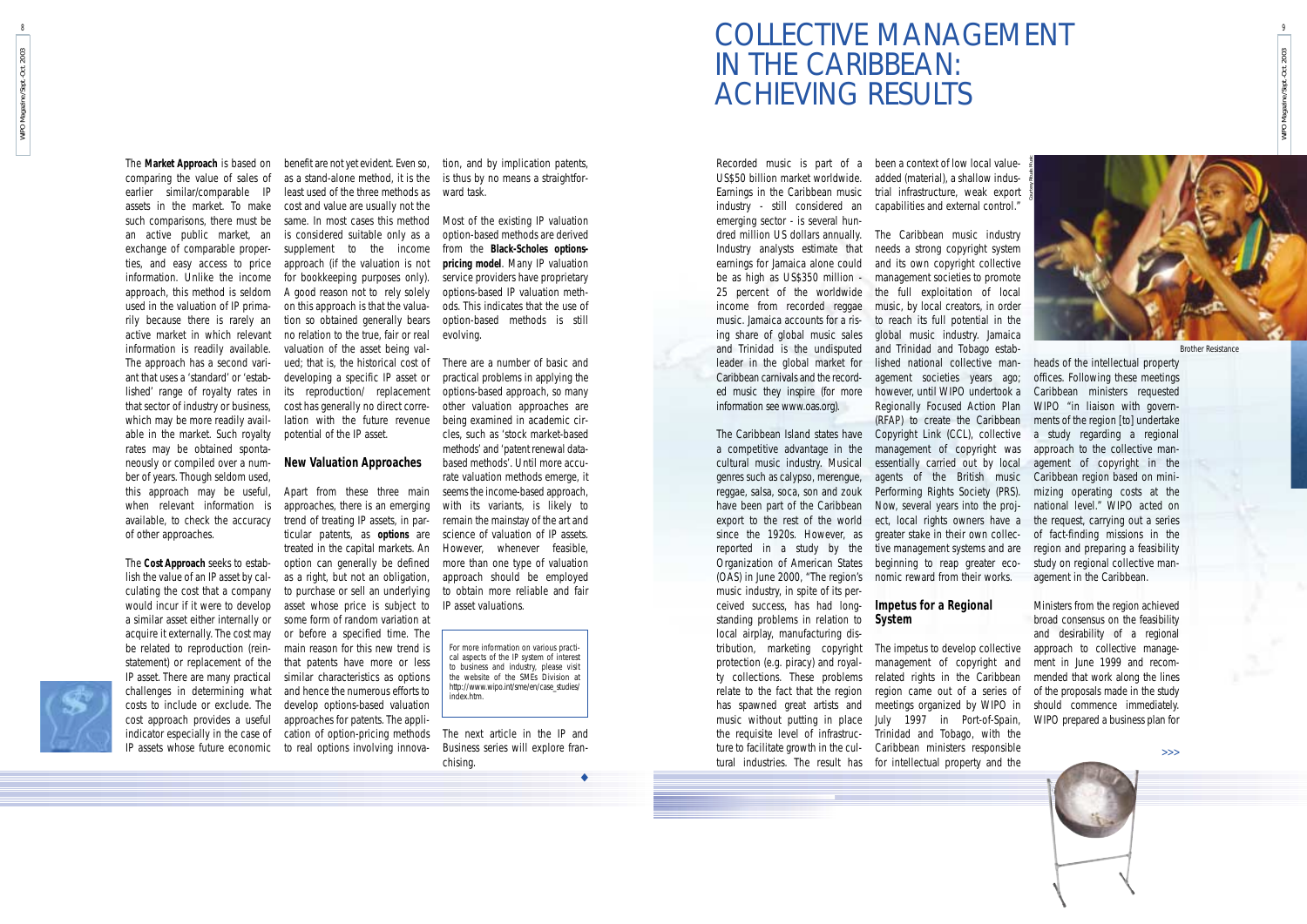The **Market Approach** is based on comparing the value of sales of earlier similar/comparable IP assets in the market. To make such comparisons, there must be an active public market, an exchange of comparable properties, and easy access to price information. Unlike the income approach, this method is seldom used in the valuation of IP primarily because there is rarely an active market in which relevant information is readily available. The approach has a second variant that uses a 'standard' or 'established' range of royalty rates in that sector of industry or business, which may be more readily available in the market. Such royalty rates may be obtained spontaneously or compiled over a number of years. Though seldom used, this approach may be useful, when relevant information is available, to check the accuracy of other approaches.

The **Cost Approach** seeks to establish the value of an IP asset by calculating the cost that a company would incur if it were to develop a similar asset either internally or acquire it externally. The cost may be related to reproduction (reinstatement) or replacement of the IP asset. There are many practical challenges in determining what costs to include or exclude. The cost approach provides a useful indicator especially in the case of IP assets whose future economic benefit are not yet evident. Even so, as a stand-alone method, it is the least used of the three methods as cost and value are usually not the same. In most cases this method is considered suitable only as a supplement to the income approach (if the valuation is not for bookkeeping purposes only). A good reason not to rely solely on this approach is that the valuation so obtained generally bears no relation to the true, fair or real valuation of the asset being valued; that is, the historical cost of developing a specific IP asset or its reproduction/ replacement cost has generally no direct correlation with the future revenue potential of the IP asset.

### New Valuation Approaches

Apart from these three main approaches, there is an emerging trend of treating IP assets, in particular patents, as **options** are treated in the capital markets. An option can generally be defined as a right, but not an obligation, to purchase or sell an underlying asset whose price is subject to some form of random variation at or before a specified time. The main reason for this new trend is that patents have more or less similar characteristics as options and hence the numerous efforts to develop options-based valuation approaches for patents. The application of option-pricing methods to real options involving innovation, and by implication patents, is thus by no means a straightforward task.

Most of the existing IP valuation option-based methods are derived from the **Black-Scholes options-pricing model**. Many IP valuation service providers have proprietary options-based IP valuation methods. This indicates that the use of option-based methods is still evolving.

There are a number of basic and practical problems in applying the options-based approach, so many other valuation approaches are being examined in academic circles, such as 'stock market-based methods' and 'patent renewal data-based methods'. Until more accurate valuation methods emerge, it seems the income-based approach, with its variants, is likely to remain the mainstay of the art and science of valuation of IP assets. However, whenever feasible, more than one type of valuation approach should be employed to obtain more reliable and fair IP asset valuations.

For more information on various practical aspects of the IP system of interest to business and industry, please visit the website of the SMEs Division at http://www.wipo.int/sme/en/case_studies/index.htm.

The next article in the IP and Business series will explore franchising.

# COLLECTIVE MANAGEMENT IN THE CARIBBEAN: ACHIEVING RESULTS

Recorded music is part of a US$50 billion market worldwide. Earnings in the Caribbean music industry - still considered an emerging sector - is several hundred million US dollars annually. Industry analysts estimate that earnings for Jamaica alone could be as high as US$350 million - 25 percent of the worldwide income from recorded reggae music. Jamaica accounts for a rising share of global music sales and Trinidad is the undisputed leader in the global market for Caribbean carnivals and the recorded music they inspire (for more information see www.oas.org).

The Caribbean Island states have a competitive advantage in the cultural music industry. Musical genres such as calypso, merengue, reggae, salsa, soca, son and zouk have been part of the Caribbean export to the rest of the world since the 1920s. However, as reported in a study by the Organization of American States (OAS) in June 2000, "The region's music industry, in spite of its perceived success, has had long-standing problems in relation to local airplay, manufacturing distribution, marketing copyright protection (e.g. piracy) and royalty collections. These problems relate to the fact that the region has spawned great artists and music without putting in place the requisite level of infrastructure to facilitate growth in the cultural industries. The result has been a context of low local value-added (material), a shallow industrial infrastructure, weak export capabilities and external control."

The Caribbean music industry needs a strong copyright system and its own copyright collective management societies to promote the full exploitation of local music, by local creators, in order to reach its full potential in the global music industry. Jamaica and Trinidad and Tobago established national collective management societies years ago; however, until WIPO undertook a Regionally Focused Action Plan (RFAP) to create the Caribbean Copyright Link (CCL), collective management of copyright was essentially carried out by local agents of the British music Performing Rights Society (PRS). Now, several years into the project, local rights owners have a greater stake in their own collective management systems and are beginning to reap greater economic reward from their works.

### Impetus for a Regional System

The impetus to develop collective management of copyright and related rights in the Caribbean region came out of a series of meetings organized by WIPO in July 1997 in Port-of-Spain, Trinidad and Tobago, with the Caribbean ministers responsible for intellectual property and the heads of the intellectual property offices. Following these meetings Caribbean ministers requested WIPO "in liaison with governments of the region [to] undertake a study regarding a regional approach to the collective management of copyright in the Caribbean region based on minimizing operating costs at the national level." WIPO acted on the request, carrying out a series of fact-finding missions in the region and preparing a feasibility study on regional collective management in the Caribbean.

Ministers from the region achieved broad consensus on the feasibility and desirability of a regional approach to collective management in June 1999 and recommended that work along the lines of the proposals made in the study should commence immediately. WIPO prepared a business plan for

Brother Resistance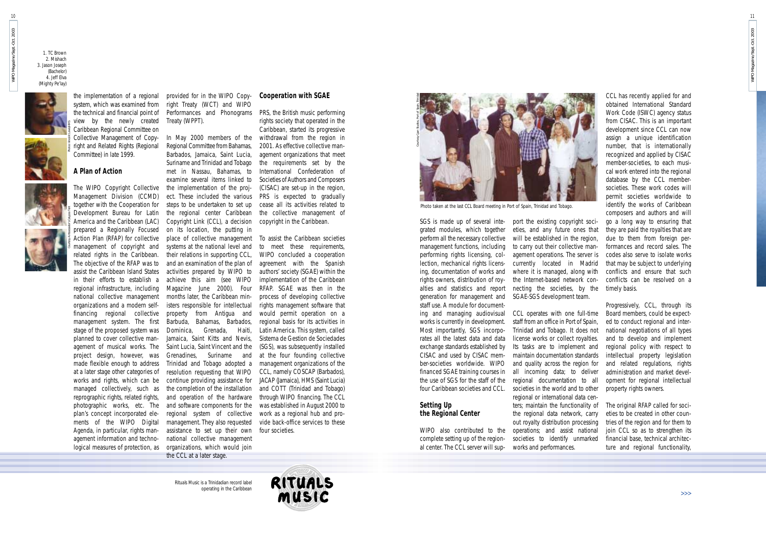1. TC Brown
2. Mishach
3. Jason Joseph (Bachelor)
4. Jeff Elva (Mighty Pe'lay)

the implementation of a regional system, which was examined from the technical and financial point of view by the newly created Caribbean Regional Committee on Collective Management of Copyright and Related Rights (Regional Committee) in late 1999.

## A Plan of Action

The WIPO Copyright Collective Management Division (CCMD) together with the Cooperation for Development Bureau for Latin America and the Caribbean (LAC) prepared a Regionally Focused Action Plan (RFAP) for collective management of copyright and related rights in the Caribbean. The objective of the RFAP was to assist the Caribbean Island States in their efforts to establish a regional infrastructure, including national collective management organizations and a modern self-financing regional collective management system. The first stage of the proposed system was planned to cover collective management of musical works. The project design, however, was made flexible enough to address at a later stage other categories of works and rights, which can be managed collectively, such as reprographic rights, related rights, photographic works, etc. The plan's concept incorporated elements of the WIPO Digital Agenda, in particular, rights management information and technological measures of protection, as provided for in the WIPO Copyright Treaty (WCT) and WIPO Performances and Phonograms Treaty (WPPT).

In May 2000 members of the Regional Committee from Bahamas, Barbados, Jamaica, Saint Lucia, Suriname and Trinidad and Tobago met in Nassau, Bahamas, to examine several items linked to the implementation of the project. These included the various steps to be undertaken to set up the regional center Caribbean Copyright Link (CCL), a decision on its location, the putting in place of collective management systems at the national level and their relations in supporting CCL, and an examination of the plan of activities prepared by WIPO to achieve this aim (see WIPO Magazine June 2000). Four months later, the Caribbean ministers responsible for intellectual property from Antigua and Barbuda, Bahamas, Barbados, Dominica, Grenada, Haiti, Jamaica, Saint Kitts and Nevis, Saint Lucia, Saint Vincent and the Grenadines, Suriname and Trinidad and Tobago adopted a resolution requesting that WIPO continue providing assistance for the completion of the installation and operation of the hardware and software components for the regional system of collective management. They also requested assistance to set up their own national collective management organizations, which would join the CCL at a later stage.

## Cooperation with SGAE

PRS, the British music performing rights society that operated in the Caribbean, started its progressive withdrawal from the region in 2001. As effective collective management organizations that meet the requirements set by the International Confederation of Societies of Authors and Composers (CISAC) are set-up in the region, PRS is expected to gradually cease all its activities related to the collective management of copyright in the Caribbean.

To assist the Caribbean societies to meet these requirements, WIPO concluded a cooperation agreement with the Spanish authors' society (SGAE) within the implementation of the Caribbean RFAP. SGAE was then in the process of developing collective rights management software that would permit operation on a regional basis for its activities in Latin America. This system, called Sistema de Gestion de Sociedades (SGS), was subsequently installed at the four founding collective management organizations of the CCL, namely COSCAP (Barbados), JACAP (Jamaica), HMS (Saint Lucia) and COTT (Trinidad and Tobago) through WIPO financing. The CCL was established in August 2000 to work as a regional hub and provide back-office services to these four societies.

Rituals Music is a Trinidadian record label operating in the Caribbean

Photo taken at the last CCL Board meeting in Port of Spain, Trinidad and Tobago.

SGS is made up of several integrated modules, which together perform all the necessary collective management functions, including performing rights licensing, collection, mechanical rights licensing, documentation of works and rights owners, distribution of royalties and statistics and report generation for management and staff use. A module for documenting and managing audiovisual works is currently in development. Most importantly, SGS incorporates all the latest data and data exchange standards established by CISAC and used by CISAC member-societies worldwide. WIPO financed SGAE training courses in the use of SGS for the staff of the four Caribbean societies and CCL.

## Setting Up the Regional Center

WIPO also contributed to the complete setting up of the regional center. The CCL server will support the existing copyright societies, and any future ones that will be established in the region, to carry out their collective management operations. The server is currently located in Madrid where it is managed, along with the Internet-based network connecting the societies, by the SGAE-SGS development team.

CCL operates with one full-time staff from an office in Port of Spain, Trinidad and Tobago. It does not license works or collect royalties. Its tasks are to implement and maintain documentation standards and quality across the region for all incoming data; to deliver regional documentation to all societies in the world and to other regional or international data centers; maintain the functionality of the regional data network, carry out royalty distribution processing operations; and assist national societies to identify unmarked works and performances.

CCL has recently applied for and obtained International Standard Work Code (ISWC) agency status from CISAC. This is an important development since CCL can now assign a unique identification number, that is internationally recognized and applied by CISAC member-societies, to each musical work entered into the regional database by the CCL member-societies. These work codes will permit societies worldwide to identify the works of Caribbean composers and authors and will go a long way to ensuring that they are paid the royalties that are due to them from foreign performances and record sales. The codes also serve to isolate works that may be subject to underlying conflicts and ensure that such conflicts can be resolved on a timely basis.

Progressively, CCL, through its Board members, could be expected to conduct regional and international negotiations of all types and to develop and implement regional policy with respect to intellectual property legislation and related regulations, rights administration and market development for regional intellectual property rights owners.

The original RFAP called for societies to be created in other countries of the region and for them to join CCL so as to strengthen its financial base, technical architecture and regional functionality,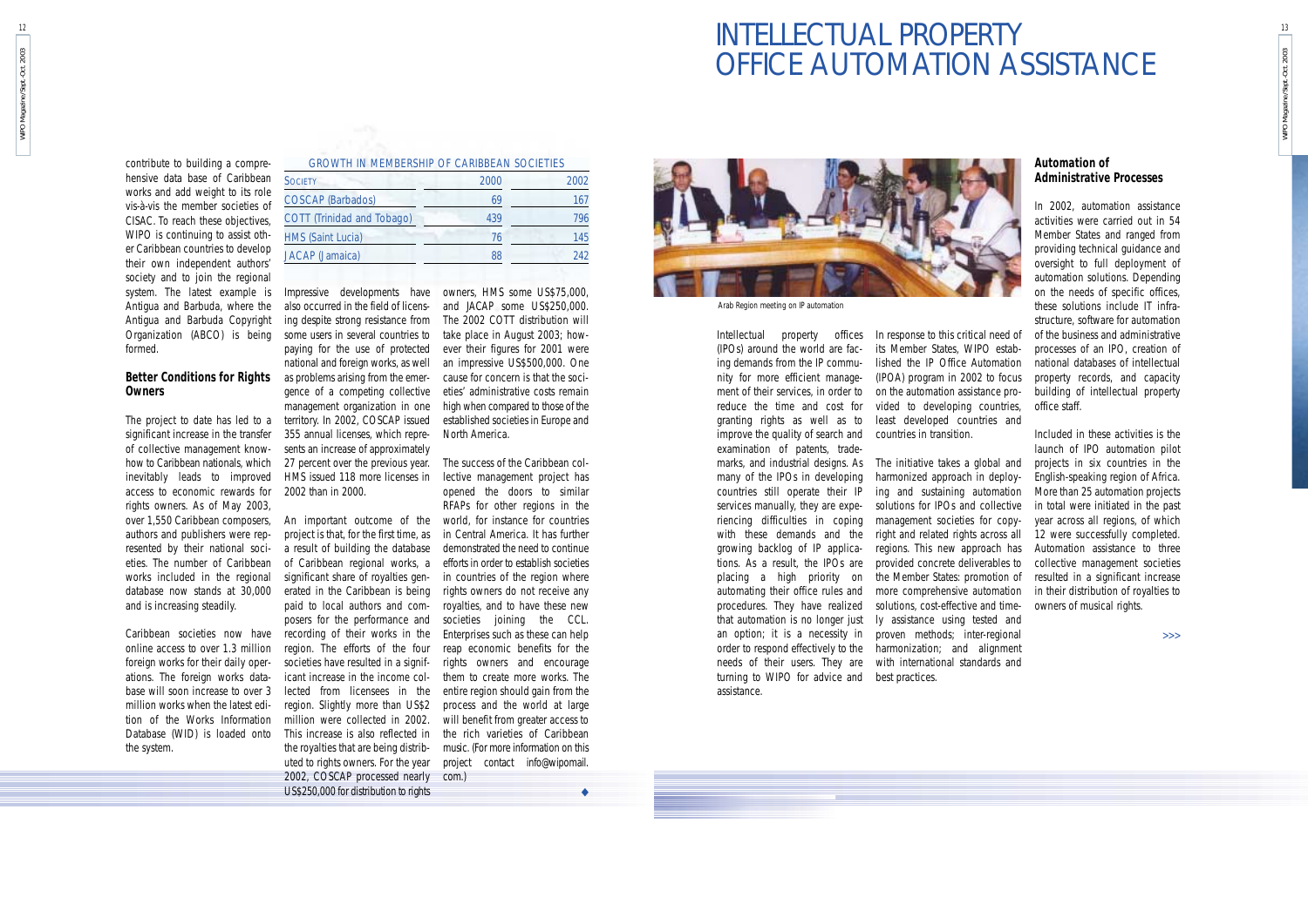contribute to building a comprehensive data base of Caribbean works and add weight to its role vis-à-vis the member societies of CISAC. To reach these objectives, WIPO is continuing to assist other Caribbean countries to develop their own independent authors' society and to join the regional system. The latest example is Antigua and Barbuda, where the Antigua and Barbuda Copyright Organization (ABCO) is being formed.

### Better Conditions for Rights Owners

The project to date has led to a significant increase in the transfer of collective management know-how to Caribbean nationals, which inevitably leads to improved access to economic rewards for rights owners. As of May 2003, over 1,550 Caribbean composers, authors and publishers were represented by their national societies. The number of Caribbean works included in the regional database now stands at 30,000 and is increasing steadily.

Caribbean societies now have online access to over 1.3 million foreign works for their daily operations. The foreign works database will soon increase to over 3 million works when the latest edition of the Works Information Database (WID) is loaded onto the system.

GROWTH IN MEMBERSHIP OF CARIBBEAN SOCIETIES

| Society | 2000 | 2002 |
|---|---|---|
| COSCAP (Barbados) | 69 | 167 |
| COTT (Trinidad and Tobago) | 439 | 796 |
| HMS (Saint Lucia) | 76 | 145 |
| JACAP (Jamaica) | 88 | 242 |

Impressive developments have also occurred in the field of licensing despite strong resistance from some users in several countries to paying for the use of protected national and foreign works, as well as problems arising from the emergence of a competing collective management organization in one territory. In 2002, COSCAP issued 355 annual licenses, which represents an increase of approximately 27 percent over the previous year. HMS issued 118 more licenses in 2002 than in 2000.

An important outcome of the project is that, for the first time, as a result of building the database of Caribbean regional works, a significant share of royalties generated in the Caribbean is being paid to local authors and composers for the performance and recording of their works in the region. The efforts of the four societies have resulted in a significant increase in the income collected from licensees in the region. Slightly more than US$2 million were collected in 2002. This increase is also reflected in the royalties that are being distributed to rights owners. For the year 2002, COSCAP processed nearly US$250,000 for distribution to rights owners, HMS some US$75,000, and JACAP some US$250,000. The 2002 COTT distribution will take place in August 2003; however their figures for 2001 were an impressive US$500,000. One cause for concern is that the societies' administrative costs remain high when compared to those of the established societies in Europe and North America.

The success of the Caribbean collective management project has opened the doors to similar RFAPs for other regions in the world, for instance for countries in Central America. It has further demonstrated the need to continue efforts in order to establish societies in countries of the region where rights owners do not receive any royalties, and to have these new societies joining the CCL. Enterprises such as these can help reap economic benefits for the rights owners and encourage them to create more works. The entire region should gain from the process and the world at large will benefit from greater access to the rich varieties of Caribbean music. *(For more information on this project contact info@wipomail.com.)*

◆

# INTELLECTUAL PROPERTY OFFICE AUTOMATION ASSISTANCE

Arab Region meeting on IP automation

Intellectual property offices (IPOs) around the world are facing demands from the IP community for more efficient management of their services, in order to reduce the time and cost for granting rights as well as to improve the quality of search and examination of patents, trademarks, and industrial designs. As many of the IPOs in developing countries still operate their IP services manually, they are experiencing difficulties in coping with these demands and the growing backlog of IP applications. As a result, the IPOs are placing a high priority on automating their office rules and procedures. They have realized that automation is no longer just an option; it is a necessity in order to respond effectively to the needs of their users. They are turning to WIPO for advice and assistance.

In response to this critical need of its Member States, WIPO established the IP Office Automation (IPOA) program in 2002 to focus on the automation assistance provided to developing countries, least developed countries and countries in transition.

The initiative takes a global and harmonized approach in deploying and sustaining automation solutions for IPOs and collective management societies for copyright and related rights across all regions. This new approach has provided concrete deliverables to the Member States: promotion of more comprehensive automation solutions, cost-effective and timely assistance using tested and proven methods; inter-regional harmonization; and alignment with international standards and best practices.

### Automation of Administrative Processes

In 2002, automation assistance activities were carried out in 54 Member States and ranged from providing technical guidance and oversight to full deployment of automation solutions. Depending on the needs of specific offices, these solutions include IT infrastructure, software for automation of the business and administrative processes of an IPO, creation of national databases of intellectual property records, and capacity building of intellectual property office staff.

Included in these activities is the launch of IPO automation pilot projects in six countries in the English-speaking region of Africa. More than 25 automation projects in total were initiated in the past year across all regions, of which 12 were successfully completed. Automation assistance to three collective management societies resulted in a significant increase in their distribution of royalties to owners of musical rights.

>>>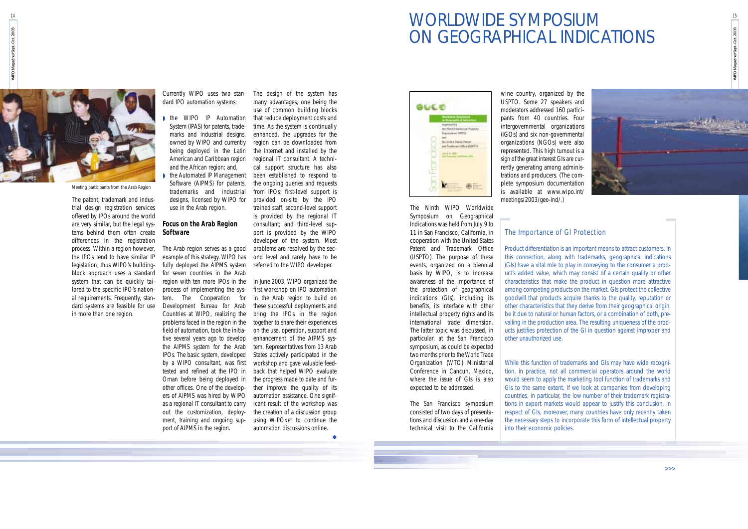Meeting participants from the Arab Region

The patent, trademark and industrial design registration services offered by IPOs around the world are very similar, but the legal systems behind them often create differences in the registration process. Within a region however, the IPOs tend to have similar IP legislation; thus WIPO's building-block approach uses a standard system that can be quickly tailored to the specific IPO's national requirements. Frequently, standard systems are feasible for use in more than one region.

Currently WIPO uses two standard IPO automation systems:

- the WIPO IP Automation System (IPAS) for patents, trademarks and industrial designs, owned by WIPO and currently being deployed in the Latin American and Caribbean region and the African region; and,
- the Automated IP Management Software (AIPMS) for patents, trademarks and industrial designs, licensed by WIPO for use in the Arab region.

### Focus on the Arab Region Software

The Arab region serves as a good example of this strategy. WIPO has fully deployed the AIPMS system for seven countries in the Arab region with ten more IPOs in the process of implementing the system. The Cooperation for Development Bureau for Arab Countries at WIPO, realizing the problems faced in the region in the field of automation, took the initiative several years ago to develop the AIPMS system for the Arab IPOs. The basic system, developed by a WIPO consultant, was first tested and refined at the IPO in Oman before being deployed in other offices. One of the developers of AIPMS was hired by WIPO as a regional IT consultant to carry out the customization, deployment, training and ongoing support of AIPMS in the region.

The design of the system has many advantages, one being the use of common building blocks that reduce deployment costs and time. As the system is continually enhanced, the upgrades for the region can be downloaded from the Internet and installed by the regional IT consultant. A technical support structure has also been established to respond to the ongoing queries and requests from IPOs: first-level support is provided on-site by the IPO trained staff; second-level support is provided by the regional IT consultant; and third-level support is provided by the WIPO developer of the system. Most problems are resolved by the second level and rarely have to be referred to the WIPO developer.

In June 2003, WIPO organized the first workshop on IPO automation in the Arab region to build on these successful deployments and bring the IPOs in the region together to share their experiences on the use, operation, support and enhancement of the AIPMS system. Representatives from 13 Arab States actively participated in the workshop and gave valuable feedback that helped WIPO evaluate the progress made to date and further improve the quality of its automation assistance. One significant result of the workshop was the creation of a discussion group using WIPONET to continue the automation discussions online.

◆

# WORLDWIDE SYMPOSIUM ON GEOGRAPHICAL INDICATIONS

The Ninth WIPO Worldwide Symposium on Geographical Indications was held from July 9 to 11 in San Francisco, California, in cooperation with the United States Patent and Trademark Office (USPTO). The purpose of these events, organized on a biennial basis by WIPO, is to increase awareness of the importance of the protection of geographical indications (GIs), including its benefits, its interface with other intellectual property rights and its international trade dimension. The latter topic was discussed, in particular, at the San Francisco symposium, as could be expected two months prior to the World Trade Organization (WTO) Ministerial Conference in Cancun, Mexico, where the issue of GIs is also expected to be addressed.

The San Francisco symposium consisted of two days of presentations and discussion and a one-day technical visit to the California wine country, organized by the USPTO. Some 27 speakers and moderators addressed 160 participants from 40 countries. Four intergovernmental organizations (IGOs) and six non-governmental organizations (NGOs) were also represented. This high turnout is a sign of the great interest GIs are currently generating among administrations and producers. (The complete symposium documentation is available at www.wipo.int/meetings/2003/geo-ind/.)

### The Importance of GI Protection

Product differentiation is an important means to attract customers. In this connection, along with trademarks, geographical indications (GIs) have a vital role to play in conveying to the consumer a product's added value, which may consist of a certain quality or other characteristics that make the product in question more attractive among competing products on the market. GIs protect the collective goodwill that products acquire thanks to the quality, reputation or other characteristics that they derive from their geographical origin, be it due to natural or human factors, or a combination of both, prevailing in the production area. The resulting uniqueness of the products justifies protection of the GI in question against improper and other unauthorized use.

While this function of trademarks and GIs may have wide recognition, in practice, not all commercial operators around the world would seem to apply the marketing tool function of trademarks and GIs to the same extent. If we look at companies from developing countries, in particular, the low number of their trademark registrations in export markets would appear to justify this conclusion. In respect of GIs, moreover, many countries have only recently taken the necessary steps to incorporate this form of intellectual property into their economic policies.

>>>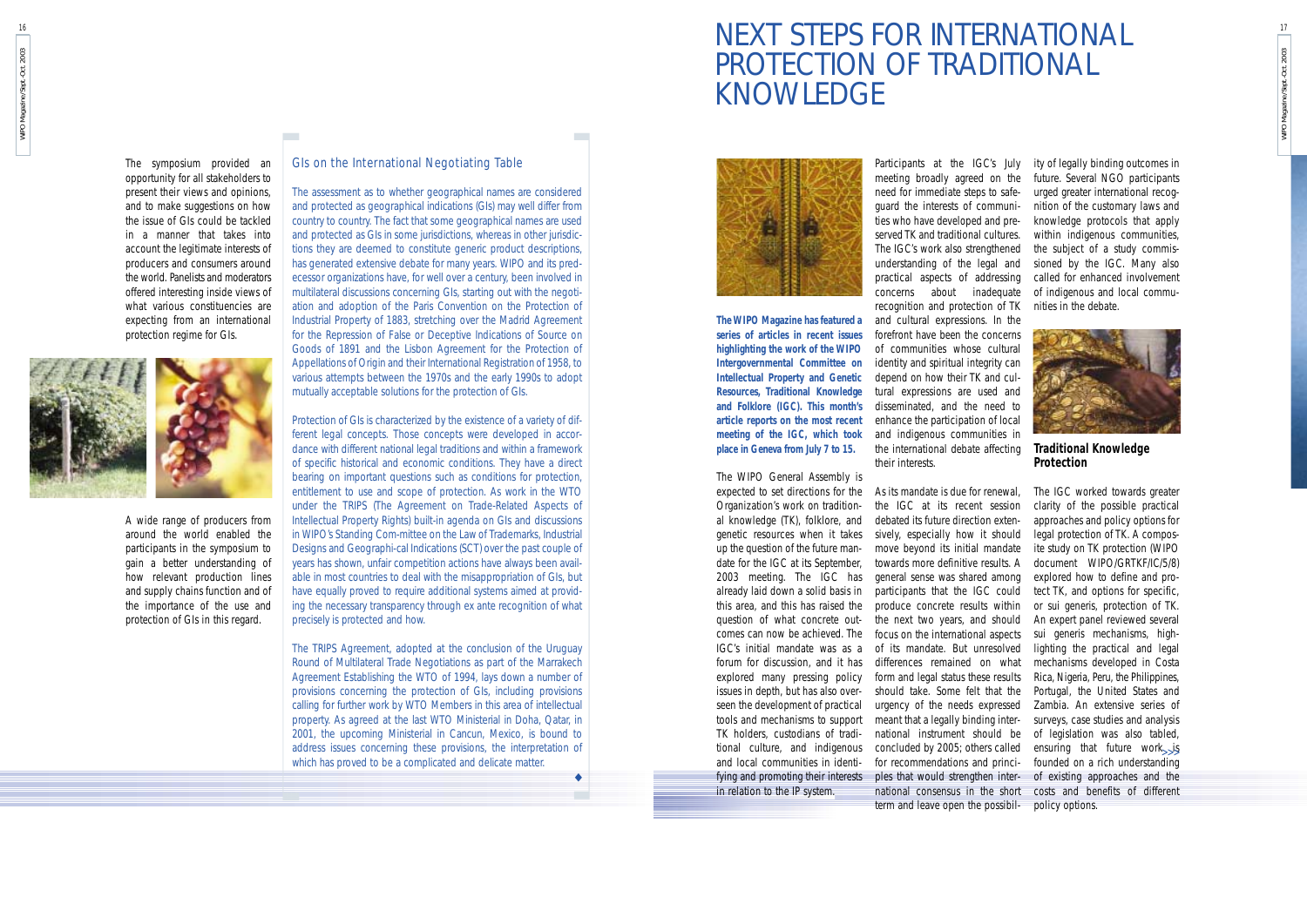The symposium provided an opportunity for all stakeholders to present their views and opinions, and to make suggestions on how the issue of GIs could be tackled in a manner that takes into account the legitimate interests of producers and consumers around the world. Panelists and moderators offered interesting inside views of what various constituencies are expecting from an international protection regime for GIs.

A wide range of producers from around the world enabled the participants in the symposium to gain a better understanding of how relevant production lines and supply chains function and of the importance of the use and protection of GIs in this regard.

### GIs on the International Negotiating Table

The assessment as to whether geographical names are considered and protected as geographical indications (GIs) may well differ from country to country. The fact that some geographical names are used and protected as GIs in some jurisdictions, whereas in other jurisdictions they are deemed to constitute generic product descriptions, has generated extensive debate for many years. WIPO and its predecessor organizations have, for well over a century, been involved in multilateral discussions concerning GIs, starting out with the negotiation and adoption of the Paris Convention on the Protection of Industrial Property of 1883, stretching over the Madrid Agreement for the Repression of False or Deceptive Indications of Source on Goods of 1891 and the Lisbon Agreement for the Protection of Appellations of Origin and their International Registration of 1958, to various attempts between the 1970s and the early 1990s to adopt mutually acceptable solutions for the protection of GIs.

Protection of GIs is characterized by the existence of a variety of different legal concepts. Those concepts were developed in accordance with different national legal traditions and within a framework of specific historical and economic conditions. They have a direct bearing on important questions such as conditions for protection, entitlement to use and scope of protection. As work in the WTO under the TRIPS (The Agreement on Trade-Related Aspects of Intellectual Property Rights) built-in agenda on GIs and discussions in WIPO's Standing Com-mittee on the Law of Trademarks, Industrial Designs and Geographi-cal Indications (SCT) over the past couple of years has shown, unfair competition actions have always been available in most countries to deal with the misappropriation of GIs, but have equally proved to require additional systems aimed at providing the necessary transparency through ex ante recognition of what precisely is protected and how.

The TRIPS Agreement, adopted at the conclusion of the Uruguay Round of Multilateral Trade Negotiations as part of the Marrakech Agreement Establishing the WTO of 1994, lays down a number of provisions concerning the protection of GIs, including provisions calling for further work by WTO Members in this area of intellectual property. As agreed at the last WTO Ministerial in Doha, Qatar, in 2001, the upcoming Ministerial in Cancun, Mexico, is bound to address issues concerning these provisions, the interpretation of which has proved to be a complicated and delicate matter.

# NEXT STEPS FOR INTERNATIONAL PROTECTION OF TRADITIONAL KNOWLEDGE

**The WIPO Magazine has featured a series of articles in recent issues highlighting the work of the WIPO Intergovernmental Committee on Intellectual Property and Genetic Resources, Traditional Knowledge and Folklore (IGC). This month's article reports on the most recent meeting of the IGC, which took place in Geneva from July 7 to 15.**

The WIPO General Assembly is expected to set directions for the Organization's work on traditional knowledge (TK), folklore, and genetic resources when it takes up the question of the future mandate for the IGC at its September, 2003 meeting. The IGC has already laid down a solid basis in this area, and this has raised the question of what concrete outcomes can now be achieved. The IGC's initial mandate was as a forum for discussion, and it has explored many pressing policy issues in depth, but has also overseen the development of practical tools and mechanisms to support TK holders, custodians of traditional culture, and indigenous and local communities in identifying and promoting their interests in relation to the IP system.

Participants at the IGC's July meeting broadly agreed on the need for immediate steps to safeguard the interests of communities who have developed and preserved TK and traditional cultures. The IGC's work also strengthened understanding of the legal and practical aspects of addressing concerns about inadequate recognition and protection of TK and cultural expressions. In the forefront have been the concerns of communities whose cultural identity and spiritual integrity can depend on how their TK and cultural expressions are used and disseminated, and the need to enhance the participation of local and indigenous communities in the international debate affecting their interests.

As its mandate is due for renewal, the IGC at its recent session debated its future direction extensively, especially how it should move beyond its initial mandate towards more definitive results. A general sense was shared among participants that the IGC could produce concrete results within the next two years, and should focus on the international aspects of its mandate. But unresolved differences remained on what form and legal status these results should take. Some felt that the urgency of the needs expressed meant that a legally binding international instrument should be concluded by 2005; others called for recommendations and principles that would strengthen international consensus in the short term and leave open the possibility of legally binding outcomes in future. Several NGO participants urged greater international recognition of the customary laws and knowledge protocols that apply within indigenous communities, the subject of a study commissioned by the IGC. Many also called for enhanced involvement of indigenous and local communities in the debate.

### Traditional Knowledge Protection

The IGC worked towards greater clarity of the possible practical approaches and policy options for legal protection of TK. A composite study on TK protection (WIPO document WIPO/GRTKF/IC/5/8) explored how to define and protect TK, and options for specific, or sui generis, protection of TK. An expert panel reviewed several sui generis mechanisms, highlighting the practical and legal mechanisms developed in Costa Rica, Nigeria, Peru, the Philippines, Portugal, the United States and Zambia. An extensive series of surveys, case studies and analysis of legislation was also tabled, ensuring that future work is founded on a rich understanding of existing approaches and the costs and benefits of different policy options.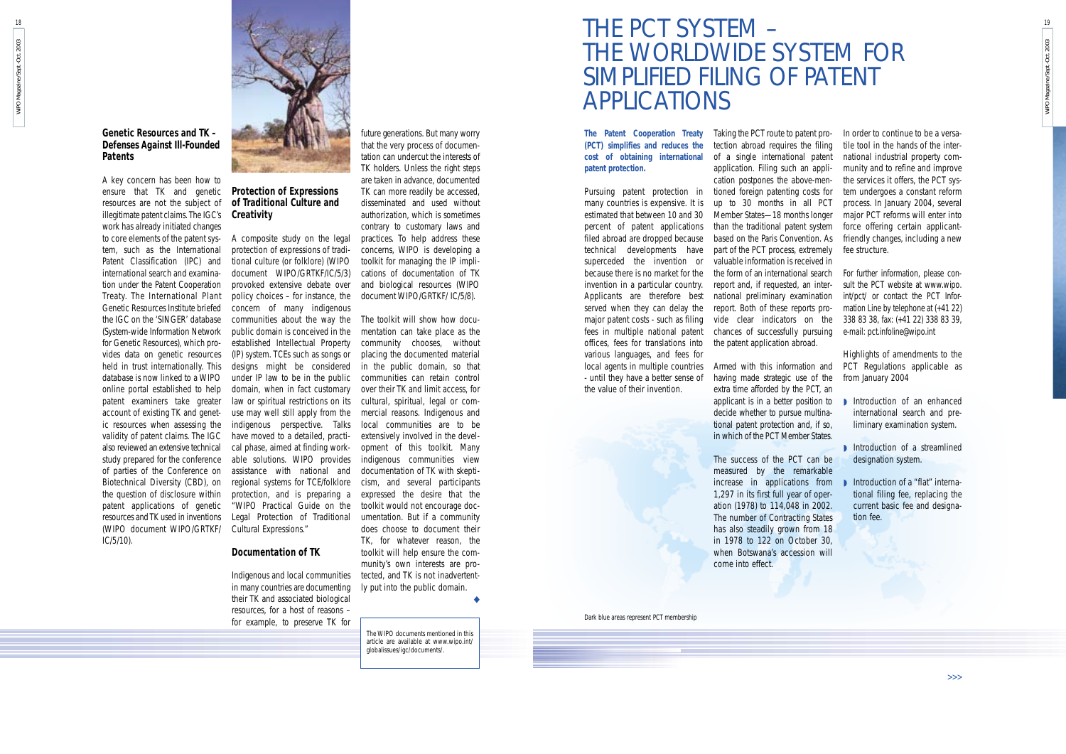### Genetic Resources and TK – Defenses Against Ill-Founded Patents

A key concern has been how to ensure that TK and genetic resources are not the subject of illegitimate patent claims. The IGC's work has already initiated changes to core elements of the patent system, such as the International Patent Classification (IPC) and international search and examination under the Patent Cooperation Treaty. The International Plant Genetic Resources Institute briefed the IGC on the 'SINGER' database (System-wide Information Network for Genetic Resources), which provides data on genetic resources held in trust internationally. This database is now linked to a WIPO online portal established to help patent examiners take greater account of existing TK and genetic resources when assessing the validity of patent claims. The IGC also reviewed an extensive technical study prepared for the conference of parties of the Conference on Biotechnical Diversity (CBD), on the question of disclosure within patent applications of genetic resources and TK used in inventions (WIPO document WIPO/GRTKF/IC/5/10).

### Protection of Expressions of Traditional Culture and Creativity

A composite study on the legal protection of expressions of traditional culture (or folklore) (WIPO document WIPO/GRTKF/IC/5/3) provoked extensive debate over policy choices – for instance, the concern of many indigenous communities about the way the public domain is conceived in the established Intellectual Property (IP) system. TCEs such as songs or designs might be considered under IP law to be in the public domain, when in fact customary law or spiritual restrictions on its use may well still apply from the indigenous perspective. Talks have moved to a detailed, practical phase, aimed at finding workable solutions. WIPO provides assistance with national and regional systems for TCE/folklore protection, and is preparing a "WIPO Practical Guide on the Legal Protection of Traditional Cultural Expressions."

### Documentation of TK

Indigenous and local communities in many countries are documenting their TK and associated biological resources, for a host of reasons – for example, to preserve TK for future generations. But many worry that the very process of documentation can undercut the interests of TK holders. Unless the right steps are taken in advance, documented TK can more readily be accessed, disseminated and used without authorization, which is sometimes contrary to customary laws and practices. To help address these concerns, WIPO is developing a toolkit for managing the IP implications of documentation of TK and biological resources (WIPO document WIPO/GRTKF/ IC/5/8).

The toolkit will show how documentation can take place as the community chooses, without placing the documented material in the public domain, so that communities can retain control over their TK and limit access, for cultural, spiritual, legal or commercial reasons. Indigenous and local communities are to be extensively involved in the development of this toolkit. Many indigenous communities view documentation of TK with skepticism, and several participants expressed the desire that the toolkit would not encourage documentation. But if a community does choose to document their TK, for whatever reason, the toolkit will help ensure the community's own interests are protected, and TK is not inadvertently put into the public domain.

◆

The WIPO documents mentioned in this article are available at www.wipo.int/globalissues/igc/documents/.

# THE PCT SYSTEM – THE WORLDWIDE SYSTEM FOR SIMPLIFIED FILING OF PATENT APPLICATIONS

**The Patent Cooperation Treaty (PCT) simplifies and reduces the cost of obtaining international patent protection.**

Pursuing patent protection in many countries is expensive. It is estimated that between 10 and 30 percent of patent applications filed abroad are dropped because technical developments have superceded the invention or because there is no market for the invention in a particular country. Applicants are therefore best served when they can delay the major patent costs - such as filing fees in multiple national patent offices, fees for translations into various languages, and fees for local agents in multiple countries - until they have a better sense of the value of their invention.

Taking the PCT route to patent protection abroad requires the filing of a single international patent application. Filing such an application postpones the above-mentioned foreign patenting costs for up to 30 months in all PCT Member States—18 months longer than the traditional patent system based on the Paris Convention. As part of the PCT process, extremely valuable information is received in the form of an international search report and, if requested, an international preliminary examination report. Both of these reports provide clear indicators on the chances of successfully pursuing the patent application abroad.

Armed with this information and having made strategic use of the extra time afforded by the PCT, an applicant is in a better position to decide whether to pursue multinational patent protection and, if so, in which of the PCT Member States.

The success of the PCT can be measured by the remarkable increase in applications from 1,297 in its first full year of operation (1978) to 114,048 in 2002. The number of Contracting States has also steadily grown from 18 in 1978 to 122 on October 30, when Botswana's accession will come into effect.

In order to continue to be a versatile tool in the hands of the international industrial property community and to refine and improve the services it offers, the PCT system undergoes a constant reform process. In January 2004, several major PCT reforms will enter into force offering certain applicant-friendly changes, including a new fee structure.

For further information, please consult the PCT website at www.wipo.int/pct/ or contact the PCT Information Line by telephone at (+41 22) 338 83 38, fax: (+41 22) 338 83 39, e-mail: pct.infoline@wipo.int

Highlights of amendments to the PCT Regulations applicable as from January 2004

- Introduction of an enhanced international search and preliminary examination system.
- Introduction of a streamlined designation system.
- Introduction of a "flat" international filing fee, replacing the current basic fee and designation fee.

Dark blue areas represent PCT membership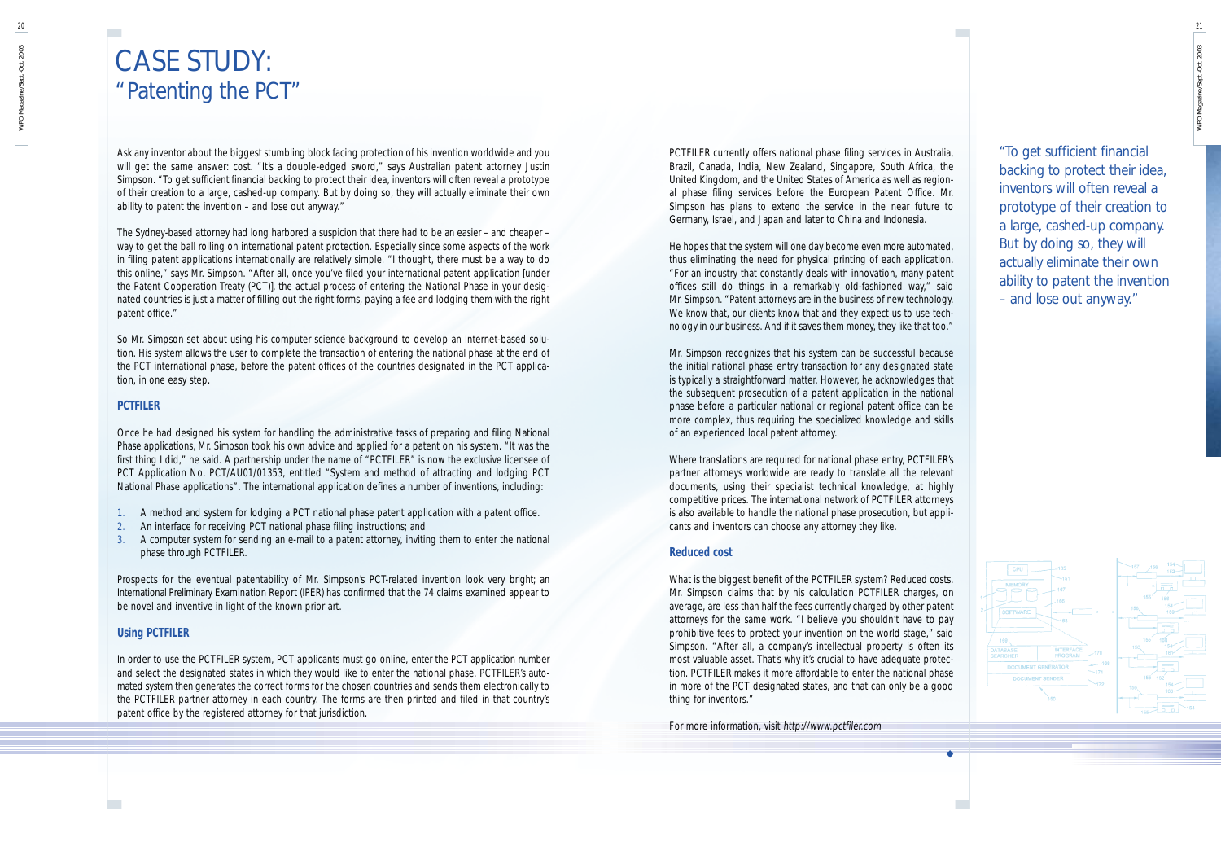# CASE STUDY: "Patenting the PCT"

Ask any inventor about the biggest stumbling block facing protection of his invention worldwide and you will get the same answer: cost. "It's a double-edged sword," says Australian patent attorney Justin Simpson. "To get sufficient financial backing to protect their idea, inventors will often reveal a prototype of their creation to a large, cashed-up company. But by doing so, they will actually eliminate their own ability to patent the invention – and lose out anyway."

The Sydney-based attorney had long harbored a suspicion that there had to be an easier – and cheaper – way to get the ball rolling on international patent protection. Especially since some aspects of the work in filing patent applications internationally are relatively simple. "I thought, there must be a way to do this online," says Mr. Simpson. "After all, once you've filed your international patent application [under the Patent Cooperation Treaty (PCT)], the actual process of entering the National Phase in your designated countries is just a matter of filling out the right forms, paying a fee and lodging them with the right patent office."

So Mr. Simpson set about using his computer science background to develop an Internet-based solution. His system allows the user to complete the transaction of entering the national phase at the end of the PCT international phase, before the patent offices of the countries designated in the PCT application, in one easy step.

## PCTFILER

Once he had designed his system for handling the administrative tasks of preparing and filing National Phase applications, Mr. Simpson took his own advice and applied for a patent on his system. "It was the first thing I did," he said. A partnership under the name of "PCTFILER" is now the exclusive licensee of PCT Application No. PCT/AU01/01353, entitled "System and method of attracting and lodging PCT National Phase applications". The international application defines a number of inventions, including:

1. A method and system for lodging a PCT national phase patent application with a patent office.
2. An interface for receiving PCT national phase filing instructions; and
3. A computer system for sending an e-mail to a patent attorney, inviting them to enter the national phase through PCTFILER.

Prospects for the eventual patentability of Mr. Simpson's PCT-related invention look very bright; an International Preliminary Examination Report (IPER) has confirmed that the 74 claims examined appear to be novel and inventive in light of the known prior art.

## Using PCTFILER

In order to use the PCTFILER system, PCT applicants must go online, enter the PCT application number and select the designated states in which they would like to enter the national phase. PCTFILER's automated system then generates the correct forms for the chosen countries and sends them electronically to the PCTFILER partner attorney in each country. The forms are then printed and filed in that country's patent office by the registered attorney for that jurisdiction.

PCTFILER currently offers national phase filing services in Australia, Brazil, Canada, India, New Zealand, Singapore, South Africa, the United Kingdom, and the United States of America as well as regional phase filing services before the European Patent Office. Mr. Simpson has plans to extend the service in the near future to Germany, Israel, and Japan and later to China and Indonesia.

He hopes that the system will one day become even more automated, thus eliminating the need for physical printing of each application. "For an industry that constantly deals with innovation, many patent offices still do things in a remarkably old-fashioned way," said Mr. Simpson. "Patent attorneys are in the business of new technology. We know that, our clients know that and they expect us to use technology in our business. And if it saves them money, they like that too."

Mr. Simpson recognizes that his system can be successful because the initial national phase entry transaction for any designated state is typically a straightforward matter. However, he acknowledges that the subsequent prosecution of a patent application in the national phase before a particular national or regional patent office can be more complex, thus requiring the specialized knowledge and skills of an experienced local patent attorney.

Where translations are required for national phase entry, PCTFILER's partner attorneys worldwide are ready to translate all the relevant documents, using their specialist technical knowledge, at highly competitive prices. The international network of PCTFILER attorneys is also available to handle the national phase prosecution, but applicants and inventors can choose any attorney they like.

## Reduced cost

What is the biggest benefit of the PCTFILER system? Reduced costs. Mr. Simpson claims that by his calculation PCTFILER charges, on average, are less than half the fees currently charged by other patent attorneys for the same work. "I believe you shouldn't have to pay prohibitive fees to protect your invention on the world stage," said Simpson. "After all, a company's intellectual property is often its most valuable asset. That's why it's crucial to have adequate protection. PCTFILER makes it more affordable to enter the national phase in more of the PCT designated states, and that can only be a good thing for inventors."

For more information, visit *http://www.pctfiler.com*

> "To get sufficient financial backing to protect their idea, inventors will often reveal a prototype of their creation to a large, cashed-up company. But by doing so, they will actually eliminate their own ability to patent the invention – and lose out anyway."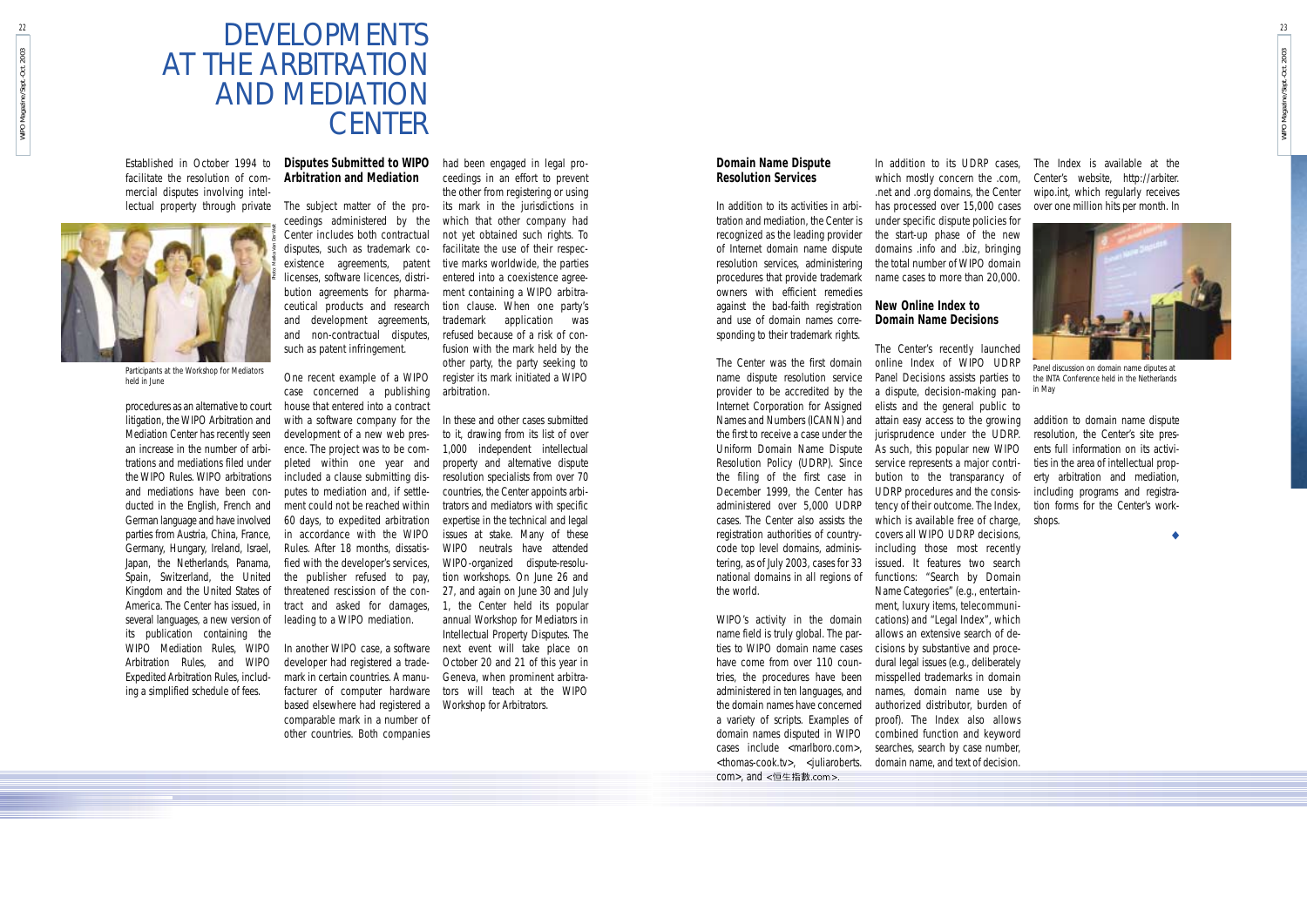# DEVELOPMENTS AT THE ARBITRATION AND MEDIATION CENTER

Established in October 1994 to facilitate the resolution of commercial disputes involving intellectual property through private procedures as an alternative to court litigation, the WIPO Arbitration and Mediation Center has recently seen an increase in the number of arbitrations and mediations filed under the WIPO Rules. WIPO arbitrations and mediations have been conducted in the English, French and German language and have involved parties from Austria, China, France, Germany, Hungary, Ireland, Israel, Japan, the Netherlands, Panama, Spain, Switzerland, the United Kingdom and the United States of America. The Center has issued, in several languages, a new version of its publication containing the WIPO Mediation Rules, WIPO Arbitration Rules, and WIPO Expedited Arbitration Rules, including a simplified schedule of fees.

Participants at the Workshop for Mediators held in June

Photo: Marika Van Der Walt

## Disputes Submitted to WIPO Arbitration and Mediation

The subject matter of the proceedings administered by the Center includes both contractual disputes, such as trademark coexistence agreements, patent licenses, software licences, distribution agreements for pharmaceutical products and research and development agreements, and non-contractual disputes, such as patent infringement.

One recent example of a WIPO case concerned a publishing house that entered into a contract with a software company for the development of a new web presence. The project was to be completed within one year and included a clause submitting disputes to mediation and, if settlement could not be reached within 60 days, to expedited arbitration in accordance with the WIPO Rules. After 18 months, dissatisfied with the developer's services, the publisher refused to pay, threatened rescission of the contract and asked for damages, leading to a WIPO mediation.

In another WIPO case, a software developer had registered a trademark in certain countries. A manufacturer of computer hardware based elsewhere had registered a comparable mark in a number of other countries. Both companies had been engaged in legal proceedings in an effort to prevent the other from registering or using its mark in the jurisdictions in which that other company had not yet obtained such rights. To facilitate the use of their respective marks worldwide, the parties entered into a coexistence agreement containing a WIPO arbitration clause. When one party's trademark application was refused because of a risk of confusion with the mark held by the other party, the party seeking to register its mark initiated a WIPO arbitration.

In these and other cases submitted to it, drawing from its list of over 1,000 independent intellectual property and alternative dispute resolution specialists from over 70 countries, the Center appoints arbitrators and mediators with specific expertise in the technical and legal issues at stake. Many of these WIPO neutrals have attended WIPO-organized dispute-resolution workshops. On June 26 and 27, and again on June 30 and July 1, the Center held its popular annual Workshop for Mediators in Intellectual Property Disputes. The next event will take place on October 20 and 21 of this year in Geneva, when prominent arbitrators will teach at the WIPO Workshop for Arbitrators.

## Domain Name Dispute Resolution Services

In addition to its activities in arbitration and mediation, the Center is recognized as the leading provider of Internet domain name dispute resolution services, administering procedures that provide trademark owners with efficient remedies against the bad-faith registration and use of domain names corresponding to their trademark rights.

The Center was the first domain name dispute resolution service provider to be accredited by the Internet Corporation for Assigned Names and Numbers (ICANN) and the first to receive a case under the Uniform Domain Name Dispute Resolution Policy (UDRP). Since the filing of the first case in December 1999, the Center has administered over 5,000 UDRP cases. The Center also assists the registration authorities of country-code top level domains, administering, as of July 2003, cases for 33 national domains in all regions of the world.

WIPO's activity in the domain name field is truly global. The parties to WIPO domain name cases have come from over 110 countries, the procedures have been administered in ten languages, and the domain names have concerned a variety of scripts. Examples of domain names disputed in WIPO cases include <marlboro.com>, <thomas-cook.tv>, <juliaroberts.com>, and <恒生指數.com>.

In addition to its UDRP cases, which mostly concern the .com, .net and .org domains, the Center has processed over 15,000 cases under specific dispute policies for the start-up phase of the new domains .info and .biz, bringing the total number of WIPO domain name cases to more than 20,000.

## New Online Index to Domain Name Decisions

The Center's recently launched online Index of WIPO UDRP Panel Decisions assists parties to a dispute, decision-making panelists and the general public to attain easy access to the growing jurisprudence under the UDRP. As such, this popular new WIPO service represents a major contribution to the transparancy of UDRP procedures and the consistency of their outcome. The Index, which is available free of charge, covers all WIPO UDRP decisions, including those most recently issued. It features two search functions: "Search by Domain Name Categories" (e.g., entertainment, luxury items, telecommunications) and "Legal Index", which allows an extensive search of decisions by substantive and procedural legal issues (e.g., deliberately misspelled trademarks in domain names, domain name use by authorized distributor, burden of proof). The Index also allows combined function and keyword searches, search by case number, domain name, and text of decision.

The Index is available at the Center's website, http://arbiter.wipo.int, which regularly receives over one million hits per month. In addition to domain name dispute resolution, the Center's site presents full information on its activities in the area of intellectual property arbitration and mediation, including programs and registration forms for the Center's workshops.

Panel discussion on domain name diputes at the INTA Conference held in the Netherlands in May

◆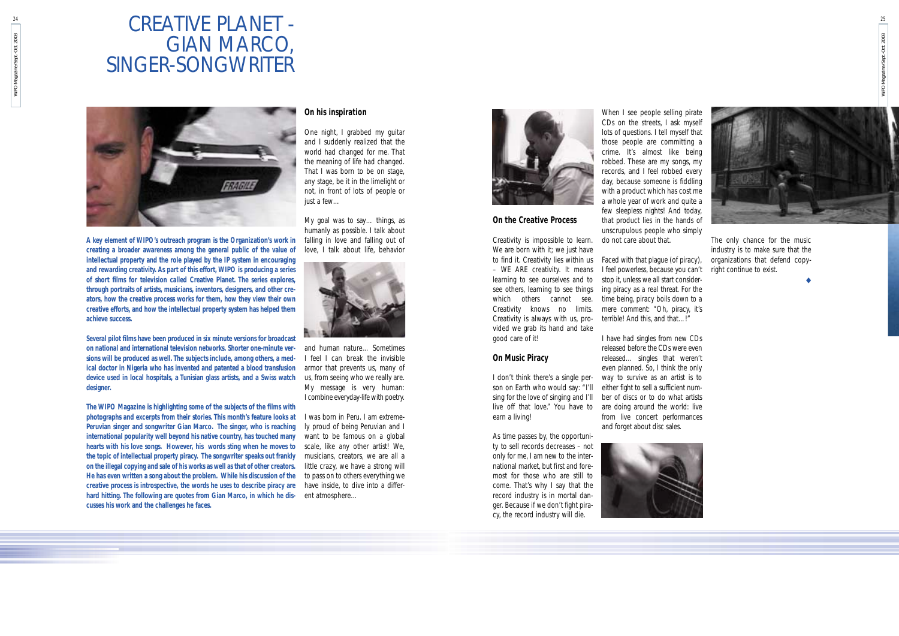# CREATIVE PLANET - GIAN MARCO, SINGER-SONGWRITER

**A key element of WIPO's outreach program is the Organization's work in creating a broader awareness among the general public of the value of intellectual property and the role played by the IP system in encouraging and rewarding creativity. As part of this effort, WIPO is producing a series of short films for television called Creative Planet. The series explores, through portraits of artists, musicians, inventors, designers, and other creators, how the creative process works for them, how they view their own creative efforts, and how the intellectual property system has helped them achieve success.**

**Several pilot films have been produced in six minute versions for broadcast on national and international television networks. Shorter one-minute versions will be produced as well. The subjects include, among others, a medical doctor in Nigeria who has invented and patented a blood transfusion device used in local hospitals, a Tunisian glass artists, and a Swiss watch designer.**

**The WIPO Magazine is highlighting some of the subjects of the films with photographs and excerpts from their stories. This month's feature looks at Peruvian singer and songwriter Gian Marco. The singer, who is reaching international popularity well beyond his native country, has touched many hearts with his love songs. However, his words sting when he moves to the topic of intellectual property piracy. The songwriter speaks out frankly on the illegal copying and sale of his works as well as that of other creators. He has even written a song about the problem. While his discussion of the creative process is introspective, the words he uses to describe piracy are hard hitting. The following are quotes from Gian Marco, in which he discusses his work and the challenges he faces.**

### On his inspiration

One night, I grabbed my guitar and I suddenly realized that the world had changed for me. That the meaning of life had changed. That I was born to be on stage, any stage, be it in the limelight or not, in front of lots of people or just a few...

My goal was to say... things, as humanly as possible. I talk about falling in love and falling out of love, I talk about life, behavior and human nature... Sometimes I feel I can break the invisible armor that prevents us, many of us, from seeing who we really are. My message is very human: I combine everyday-life with poetry.

I was born in Peru. I am extremely proud of being Peruvian and I want to be famous on a global scale, like any other artist! We, musicians, creators, we are all a little crazy, we have a strong will to pass on to others everything we have inside, to dive into a different atmosphere...

### On the Creative Process

Creativity is impossible to learn. We are born with it; we just have to find it. Creativity lies within us – WE ARE creativity. It means learning to see ourselves and to see others, learning to see things which others cannot see. Creativity knows no limits. Creativity is always with us, provided we grab its hand and take good care of it!

### On Music Piracy

I don't think there's a single person on Earth who would say: "I'll sing for the love of singing and I'll live off that love." You have to earn a living!

As time passes by, the opportunity to sell records decreases – not only for me, I am new to the international market, but first and foremost for those who are still to come. That's why I say that the record industry is in mortal danger. Because if we don't fight piracy, the record industry will die.

When I see people selling pirate CDs on the streets, I ask myself lots of questions. I tell myself that those people are committing a crime. It's almost like being robbed. These are my songs, my records, and I feel robbed every day, because someone is fiddling with a product which has cost me a whole year of work and quite a few sleepless nights! And today, that product lies in the hands of unscrupulous people who simply do not care about that.

Faced with that plague (of piracy), I feel powerless, because you can't stop it, unless we all start considering piracy as a real threat. For the time being, piracy boils down to a mere comment: "Oh, piracy, it's terrible! And this, and that...!"

I have had singles from new CDs released before the CDs were even released... singles that weren't even planned. So, I think the only way to survive as an artist is to either fight to sell a sufficient number of discs or to do what artists are doing around the world: live from live concert performances and forget about disc sales.

The only chance for the music industry is to make sure that the organizations that defend copyright continue to exist.

◆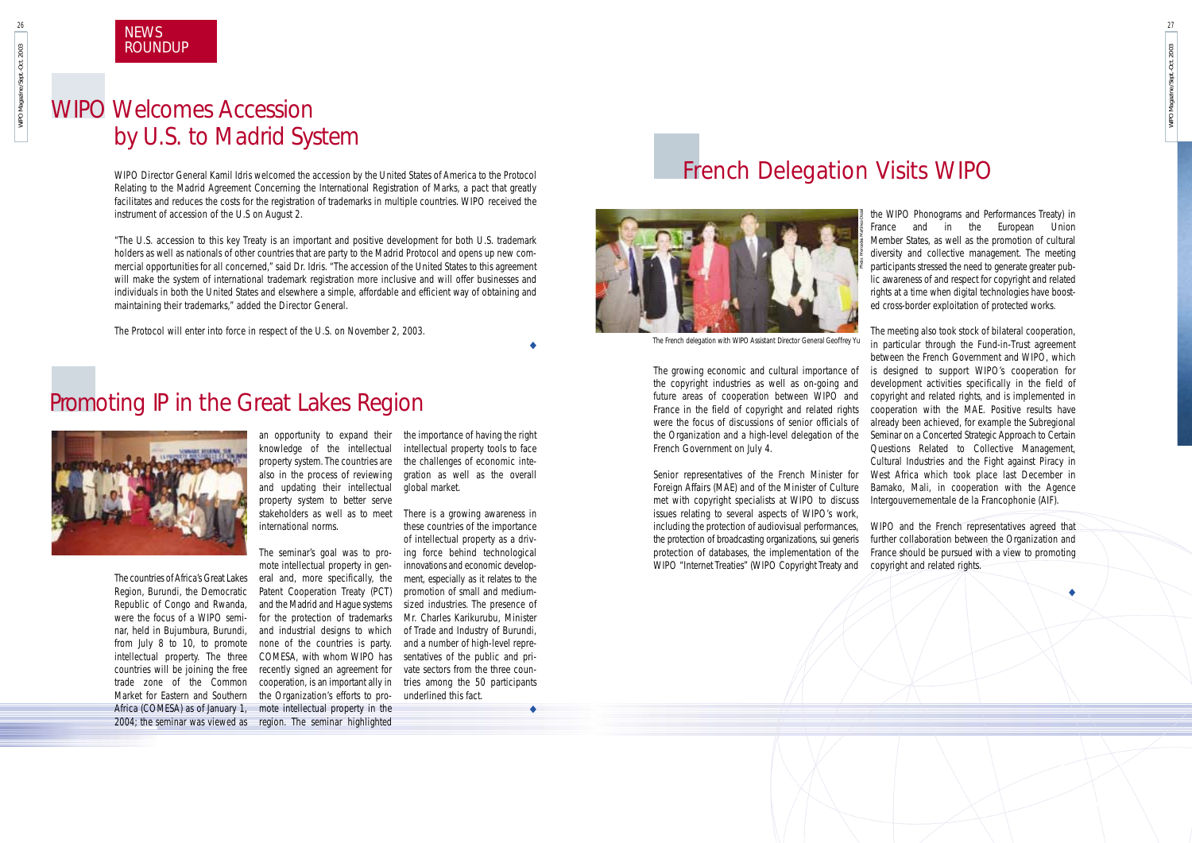NEWS ROUNDUP

# WIPO Welcomes Accession by U.S. to Madrid System

WIPO Director General Kamil Idris welcomed the accession by the United States of America to the Protocol Relating to the Madrid Agreement Concerning the International Registration of Marks, a pact that greatly facilitates and reduces the costs for the registration of trademarks in multiple countries. WIPO received the instrument of accession of the U.S on August 2.

"The U.S. accession to this key Treaty is an important and positive development for both U.S. trademark holders as well as nationals of other countries that are party to the Madrid Protocol and opens up new commercial opportunities for all concerned," said Dr. Idris. "The accession of the United States to this agreement will make the system of international trademark registration more inclusive and will offer businesses and individuals in both the United States and elsewhere a simple, affordable and efficient way of obtaining and maintaining their trademarks," added the Director General.

The Protocol will enter into force in respect of the U.S. on November 2, 2003.

◆

# Promoting IP in the Great Lakes Region

The countries of Africa's Great Lakes Region, Burundi, the Democratic Republic of Congo and Rwanda, were the focus of a WIPO seminar, held in Bujumbura, Burundi, from July 8 to 10, to promote intellectual property. The three countries will be joining the free trade zone of the Common Market for Eastern and Southern Africa (COMESA) as of January 1, 2004; the seminar was viewed as an opportunity to expand their knowledge of the intellectual property system. The countries are also in the process of reviewing and updating their intellectual property system to better serve stakeholders as well as to meet international norms.

The seminar's goal was to promote intellectual property in general and, more specifically, the Patent Cooperation Treaty (PCT) and the Madrid and Hague systems for the protection of trademarks and industrial designs to which none of the countries is party. COMESA, with whom WIPO has recently signed an agreement for cooperation, is an important ally in the Organization's efforts to promote intellectual property in the region. The seminar highlighted the importance of having the right intellectual property tools to face the challenges of economic integration as well as the overall global market.

There is a growing awareness in these countries of the importance of intellectual property as a driving force behind technological innovations and economic development, especially as it relates to the promotion of small and medium-sized industries. The presence of Mr. Charles Karikurubu, Minister of Trade and Industry of Burundi, and a number of high-level representatives of the public and private sectors from the three countries among the 50 participants underlined this fact.

◆

# French Delegation Visits WIPO

The French delegation with WIPO Assistant Director General Geoffrey Yu

The growing economic and cultural importance of the copyright industries as well as on-going and future areas of cooperation between WIPO and France in the field of copyright and related rights were the focus of discussions of senior officials of the Organization and a high-level delegation of the French Government on July 4.

Senior representatives of the French Minister for Foreign Affairs (MAE) and of the Minister of Culture met with copyright specialists at WIPO to discuss issues relating to several aspects of WIPO's work, including the protection of audiovisual performances, the protection of broadcasting organizations, sui generis protection of databases, the implementation of the WIPO "Internet Treaties" (WIPO Copyright Treaty and the WIPO Phonograms and Performances Treaty) in France and in the European Union Member States, as well as the promotion of cultural diversity and collective management. The meeting participants stressed the need to generate greater public awareness of and respect for copyright and related rights at a time when digital technologies have boosted cross-border exploitation of protected works.

The meeting also took stock of bilateral cooperation, in particular through the Fund-in-Trust agreement between the French Government and WIPO, which is designed to support WIPO's cooperation for development activities specifically in the field of copyright and related rights, and is implemented in cooperation with the MAE. Positive results have already been achieved, for example the Subregional Seminar on a Concerted Strategic Approach to Certain Questions Related to Collective Management, Cultural Industries and the Fight against Piracy in West Africa which took place last December in Bamako, Mali, in cooperation with the Agence Intergouvernementale de la Francophonie (AIF).

WIPO and the French representatives agreed that further collaboration between the Organization and France should be pursued with a view to promoting copyright and related rights.

◆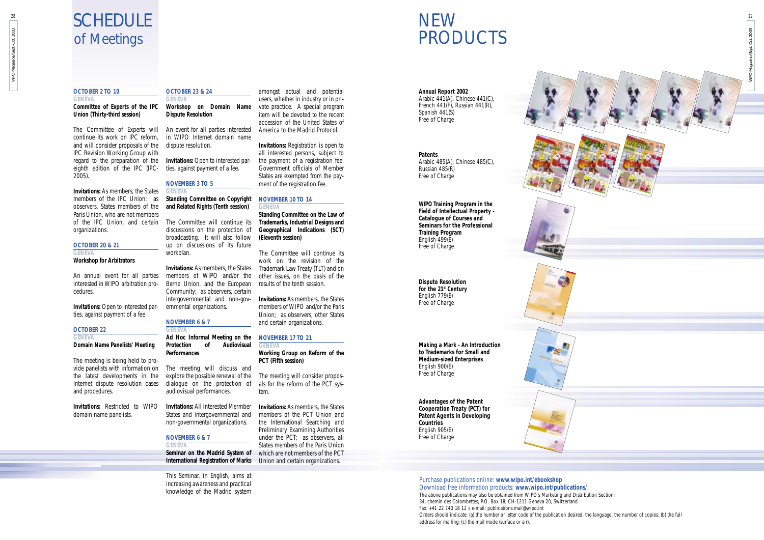# SCHEDULE of Meetings

### OCTOBER 2 TO 10

GENEVA

**Committee of Experts of the IPC Union (Thirty-third session)**

The Committee of Experts will continue its work on IPC reform, and will consider proposals of the IPC Revision Working Group with regard to the preparation of the eighth edition of the IPC (IPC-2005).

**Invitations:** As members, the States members of the IPC Union; as observers, States members of the Paris Union, who are not members of the IPC Union, and certain organizations.

### OCTOBER 20 & 21

GENEVA

**Workshop for Arbitrators**

An annual event for all parties interested in WIPO arbitration procedures.

**Invitations:** Open to interested parties, against payment of a fee.

### OCTOBER 22

GENEVA

**Domain Name Panelists' Meeting**

The meeting is being held to provide panelists with information on the latest developments in the Internet dispute resolution cases and procedures.

**Invitations:** Restricted to WIPO domain name panelists.

### OCTOBER 23 & 24

GENEVA

**Workshop on Domain Name Dispute Resolution**

An event for all parties interested in WIPO Internet domain name dispute resolution.

**Invitations:** Open to interested parties, against payment of a fee.

### NOVEMBER 3 TO 5

GENEVA

**Standing Committee on Copyright and Related Rights (Tenth session)**

The Committee will continue its discussions on the protection of broadcasting. It will also follow up on discussions of its future workplan.

**Invitations:** As members, the States members of WIPO and/or the Berne Union, and the European Community; as observers, certain intergovernmental and non-governmental organizations.

### NOVEMBER 6 & 7

GENEVA

**Ad Hoc Informal Meeting on the Protection of Audiovisual Performances**

The meeting will discuss and explore the possible renewal of the dialogue on the protection of audiovisual performances.

**Invitations:** All interested Mermber States and intergovernmental and non-governmental organizations.

### NOVEMBER 6 & 7

GENEVA

**Seminar on the Madrid System of International Registration of Marks**

This Seminar, in English, aims at increasing awareness and practical knowledge of the Madrid system amongst actual and potential users, whether in industry or in private practice. A special program item will be devoted to the recent accession of the United States of America to the Madrid Protocol.

**Invitations:** Registration is open to all interested persons, subject to the payment of a registration fee. Government officials of Member States are exempted from the payment of the registration fee.

### NOVEMBER 10 TO 14

GENEVA

**Standing Committee on the Law of Trademarks, Industrial Designs and Geographical Indications (SCT) (Eleventh session)**

The Committee will continue its work on the revision of the Trademark Law Treaty (TLT) and on other issues, on the basis of the results of the tenth session.

**Invitations:** As members, the States members of WIPO and/or the Paris Union; as observers, other States and certain organizations.

### NOVEMBER 17 TO 21

GENEVA

**Working Group on Reform of the PCT (Fifth session)**

The meeting will consider proposals for the reform of the PCT system.

**Invitations:** As members, the States members of the PCT Union and the International Searching and Preliminary Examining Authorities under the PCT; as observers, all States members of the Paris Union which are not members of the PCT Union and certain organizations.

# NEW PRODUCTS

**Annual Report 2002**
Arabic 441(A), Chinese 441(C), French 441(F), Russian 441(R), Spanish 441(S)
Free of Charge

**Patents**
Arabic 485(A), Chinese 485(C), Russian 485(R)
Free of Charge

**WIPO Training Program in the Field of Intellectual Property - Catalogue of Courses and Seminars for the Professional Training Program**
English 499(E)
Free of Charge

**Dispute Resolution for the 21st Century**
English 779(E)
Free of Charge

**Making a Mark - An Introduction to Trademarks for Small and Medium-sized Enterprises**
English 900(E)
Free of Charge

**Advantages of the Patent Cooperation Treaty (PCT) for Patent Agents in Developing Countries**
English 905(E)
Free of Charge

Purchase publications online: **www.wipo.int/ebookshop**
Download free information products: **www.wipo.int/publications/**

The above publications may also be obtained from WIPO's Marketing and Distribution Section:
34, chemin des Colombettes, P.O. Box 18, CH-1211 Geneva 20, Switzerland
Fax: +41 22 740 18 12 ▸ e-mail: publications.mail@wipo.int
Orders should indicate: (a) the number or letter code of the publication desired, the language, the number of copies; (b) the full address for mailing; (c) the mail mode (surface or air).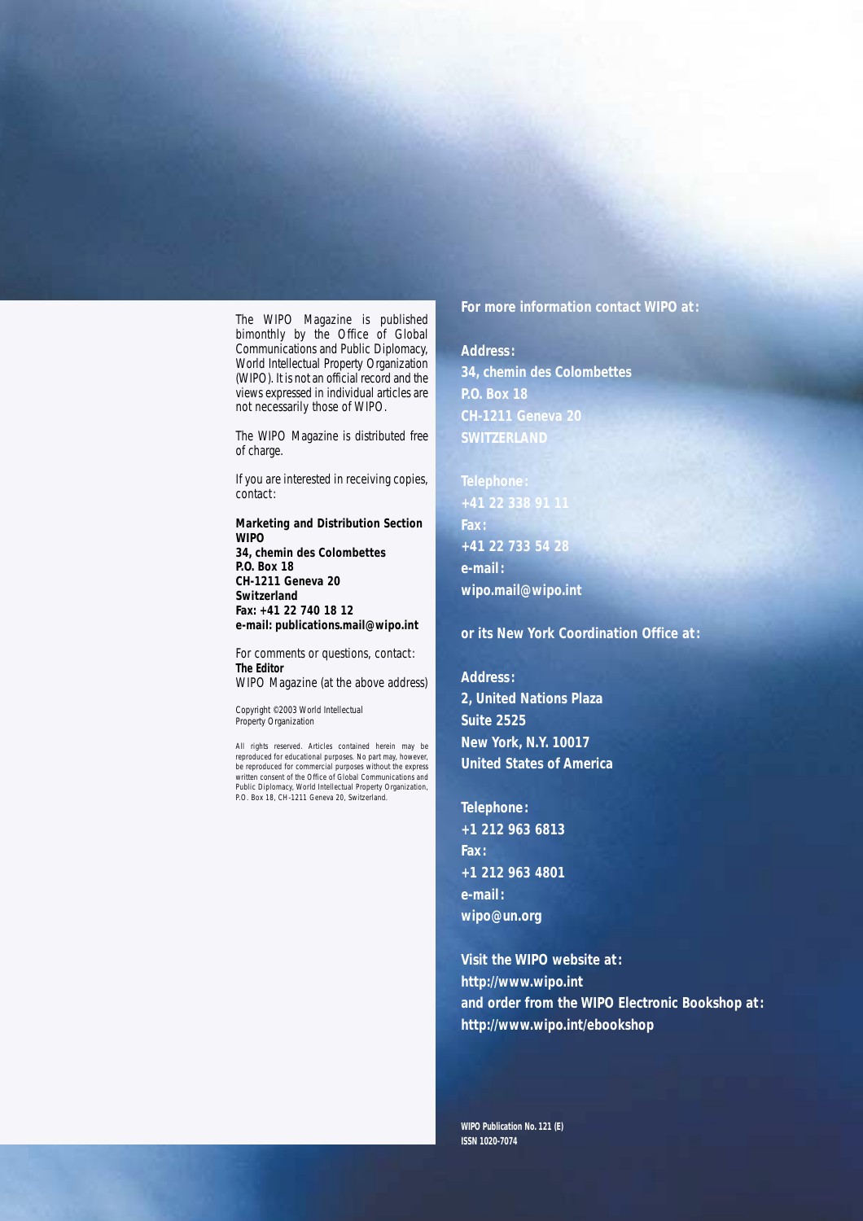The WIPO Magazine is published bimonthly by the Office of Global Communications and Public Diplomacy, World Intellectual Property Organization (WIPO). It is not an official record and the views expressed in individual articles are not necessarily those of WIPO.

The WIPO Magazine is distributed free of charge.

If you are interested in receiving copies, contact:

**Marketing and Distribution Section**
**WIPO**
**34, chemin des Colombettes**
**P.O. Box 18**
**CH-1211 Geneva 20**
**Switzerland**
**Fax: +41 22 740 18 12**
**e-mail: publications.mail@wipo.int**

For comments or questions, contact:
**The Editor**
WIPO Magazine (at the above address)

Copyright ©2003 World Intellectual Property Organization

All rights reserved. Articles contained herein may be reproduced for educational purposes. No part may, however, be reproduced for commercial purposes without the express written consent of the Office of Global Communications and Public Diplomacy, World Intellectual Property Organization, P.O. Box 18, CH-1211 Geneva 20, Switzerland.

**For more information contact WIPO at:**

**Address:**
**34, chemin des Colombettes**
**P.O. Box 18**
**CH-1211 Geneva 20**
**SWITZERLAND**

**Telephone:**
**+41 22 338 91 11**
**Fax:**
**+41 22 733 54 28**
**e-mail:**
**wipo.mail@wipo.int**

**or its New York Coordination Office at:**

**Address:**
**2, United Nations Plaza**
**Suite 2525**
**New York, N.Y. 10017**
**United States of America**

**Telephone:**
**+1 212 963 6813**
**Fax:**
**+1 212 963 4801**
**e-mail:**
**wipo@un.org**

**Visit the WIPO website at:**
**http://www.wipo.int**
**and order from the WIPO Electronic Bookshop at:**
**http://www.wipo.int/ebookshop**

**WIPO Publication No. 121 (E)**
**ISSN 1020-7074**